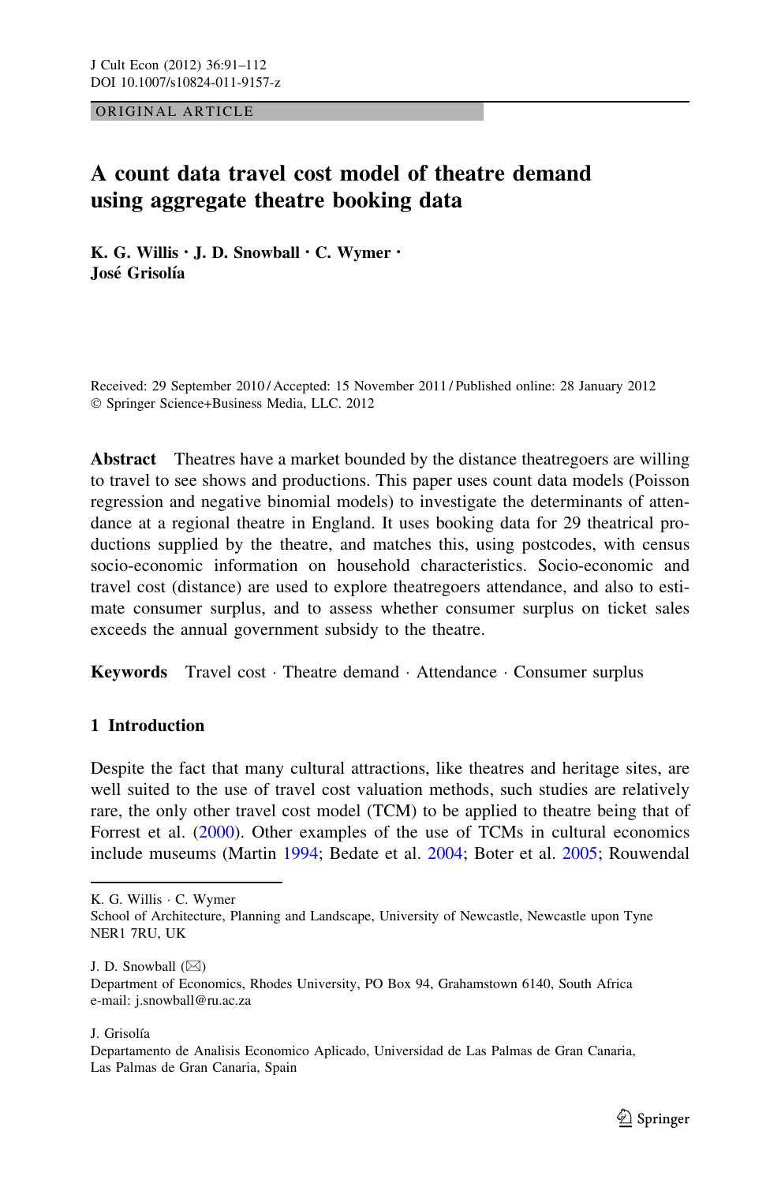ORIGINAL ARTICLE

# A count data travel cost model of theatre demand using aggregate theatre booking data

**K. G. Willis · J. D. Snowball · C. Wymer · José Grisolía**

Received: 29 September 2010 / Accepted: 15 November 2011 / Published online: 28 January 2012
© Springer Science+Business Media, LLC. 2012

**Abstract** Theatres have a market bounded by the distance theatregoers are willing to travel to see shows and productions. This paper uses count data models (Poisson regression and negative binomial models) to investigate the determinants of attendance at a regional theatre in England. It uses booking data for 29 theatrical productions supplied by the theatre, and matches this, using postcodes, with census socio-economic information on household characteristics. Socio-economic and travel cost (distance) are used to explore theatregoers attendance, and also to estimate consumer surplus, and to assess whether consumer surplus on ticket sales exceeds the annual government subsidy to the theatre.

**Keywords** Travel cost · Theatre demand · Attendance · Consumer surplus

## 1 Introduction

Despite the fact that many cultural attractions, like theatres and heritage sites, are well suited to the use of travel cost valuation methods, such studies are relatively rare, the only other travel cost model (TCM) to be applied to theatre being that of Forrest et al. (2000). Other examples of the use of TCMs in cultural economics include museums (Martin 1994; Bedate et al. 2004; Boter et al. 2005; Rouwendal

---

K. G. Willis · C. Wymer
School of Architecture, Planning and Landscape, University of Newcastle, Newcastle upon Tyne NER1 7RU, UK

J. D. Snowball (✉)
Department of Economics, Rhodes University, PO Box 94, Grahamstown 6140, South Africa
e-mail: j.snowball@ru.ac.za

J. Grisolía
Departamento de Analisis Economico Aplicado, Universidad de Las Palmas de Gran Canaria, Las Palmas de Gran Canaria, Spain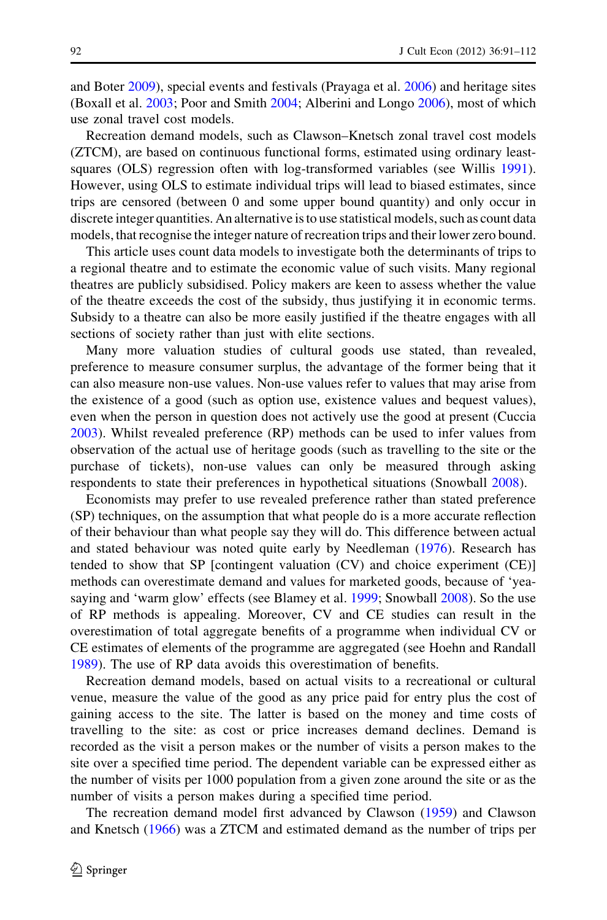and Boter 2009), special events and festivals (Prayaga et al. 2006) and heritage sites (Boxall et al. 2003; Poor and Smith 2004; Alberini and Longo 2006), most of which use zonal travel cost models.

Recreation demand models, such as Clawson–Knetsch zonal travel cost models (ZTCM), are based on continuous functional forms, estimated using ordinary least-squares (OLS) regression often with log-transformed variables (see Willis 1991). However, using OLS to estimate individual trips will lead to biased estimates, since trips are censored (between 0 and some upper bound quantity) and only occur in discrete integer quantities. An alternative is to use statistical models, such as count data models, that recognise the integer nature of recreation trips and their lower zero bound.

This article uses count data models to investigate both the determinants of trips to a regional theatre and to estimate the economic value of such visits. Many regional theatres are publicly subsidised. Policy makers are keen to assess whether the value of the theatre exceeds the cost of the subsidy, thus justifying it in economic terms. Subsidy to a theatre can also be more easily justified if the theatre engages with all sections of society rather than just with elite sections.

Many more valuation studies of cultural goods use stated, than revealed, preference to measure consumer surplus, the advantage of the former being that it can also measure non-use values. Non-use values refer to values that may arise from the existence of a good (such as option use, existence values and bequest values), even when the person in question does not actively use the good at present (Cuccia 2003). Whilst revealed preference (RP) methods can be used to infer values from observation of the actual use of heritage goods (such as travelling to the site or the purchase of tickets), non-use values can only be measured through asking respondents to state their preferences in hypothetical situations (Snowball 2008).

Economists may prefer to use revealed preference rather than stated preference (SP) techniques, on the assumption that what people do is a more accurate reflection of their behaviour than what people say they will do. This difference between actual and stated behaviour was noted quite early by Needleman (1976). Research has tended to show that SP [contingent valuation (CV) and choice experiment (CE)] methods can overestimate demand and values for marketed goods, because of 'yea-saying and 'warm glow' effects (see Blamey et al. 1999; Snowball 2008). So the use of RP methods is appealing. Moreover, CV and CE studies can result in the overestimation of total aggregate benefits of a programme when individual CV or CE estimates of elements of the programme are aggregated (see Hoehn and Randall 1989). The use of RP data avoids this overestimation of benefits.

Recreation demand models, based on actual visits to a recreational or cultural venue, measure the value of the good as any price paid for entry plus the cost of gaining access to the site. The latter is based on the money and time costs of travelling to the site: as cost or price increases demand declines. Demand is recorded as the visit a person makes or the number of visits a person makes to the site over a specified time period. The dependent variable can be expressed either as the number of visits per 1000 population from a given zone around the site or as the number of visits a person makes during a specified time period.

The recreation demand model first advanced by Clawson (1959) and Clawson and Knetsch (1966) was a ZTCM and estimated demand as the number of trips per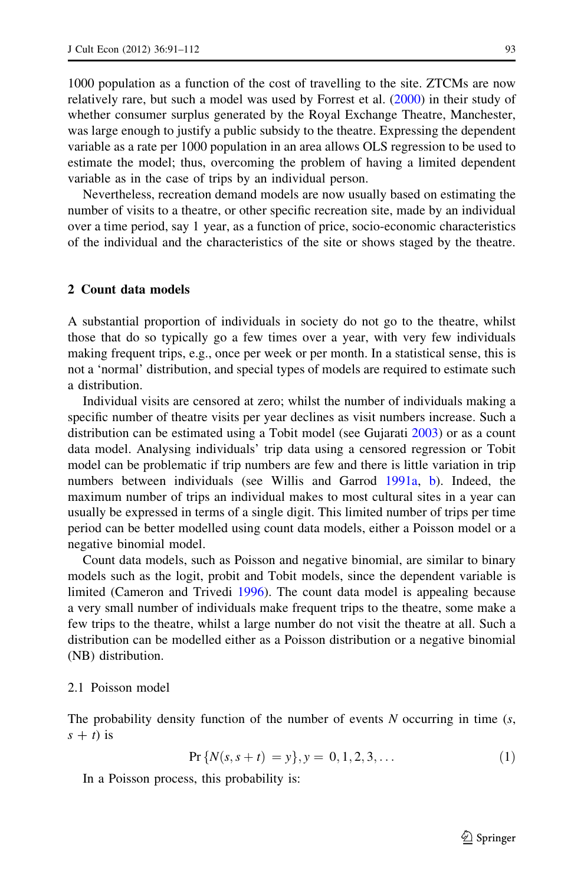1000 population as a function of the cost of travelling to the site. ZTCMs are now relatively rare, but such a model was used by Forrest et al. (2000) in their study of whether consumer surplus generated by the Royal Exchange Theatre, Manchester, was large enough to justify a public subsidy to the theatre. Expressing the dependent variable as a rate per 1000 population in an area allows OLS regression to be used to estimate the model; thus, overcoming the problem of having a limited dependent variable as in the case of trips by an individual person.

Nevertheless, recreation demand models are now usually based on estimating the number of visits to a theatre, or other specific recreation site, made by an individual over a time period, say 1 year, as a function of price, socio-economic characteristics of the individual and the characteristics of the site or shows staged by the theatre.

## 2 Count data models

A substantial proportion of individuals in society do not go to the theatre, whilst those that do so typically go a few times over a year, with very few individuals making frequent trips, e.g., once per week or per month. In a statistical sense, this is not a 'normal' distribution, and special types of models are required to estimate such a distribution.

Individual visits are censored at zero; whilst the number of individuals making a specific number of theatre visits per year declines as visit numbers increase. Such a distribution can be estimated using a Tobit model (see Gujarati 2003) or as a count data model. Analysing individuals' trip data using a censored regression or Tobit model can be problematic if trip numbers are few and there is little variation in trip numbers between individuals (see Willis and Garrod 1991a, b). Indeed, the maximum number of trips an individual makes to most cultural sites in a year can usually be expressed in terms of a single digit. This limited number of trips per time period can be better modelled using count data models, either a Poisson model or a negative binomial model.

Count data models, such as Poisson and negative binomial, are similar to binary models such as the logit, probit and Tobit models, since the dependent variable is limited (Cameron and Trivedi 1996). The count data model is appealing because a very small number of individuals make frequent trips to the theatre, some make a few trips to the theatre, whilst a large number do not visit the theatre at all. Such a distribution can be modelled either as a Poisson distribution or a negative binomial (NB) distribution.

### 2.1 Poisson model

The probability density function of the number of events $N$ occurring in time $(s, s + t)$ is

$$\Pr\{N(s, s+t) = y\}, y = 0, 1, 2, 3, \ldots \tag{1}$$

In a Poisson process, this probability is: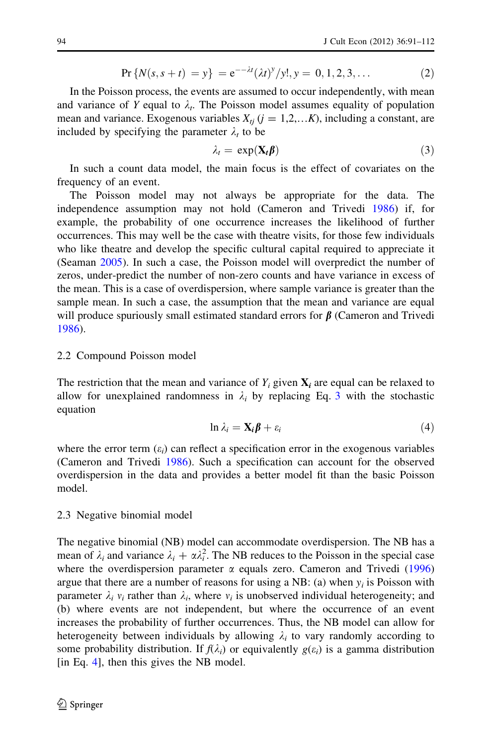$$\Pr\{N(s, s+t) = y\} = e^{--\lambda t}(\lambda t)^y/y!, y = 0, 1, 2, 3, \ldots \tag{2}$$

In the Poisson process, the events are assumed to occur independently, with mean and variance of $Y$ equal to $\lambda_t$. The Poisson model assumes equality of population mean and variance. Exogenous variables $X_{tj}$ ($j = 1,2,\ldots K$), including a constant, are included by specifying the parameter $\lambda_t$ to be

$$\lambda_t = \exp(\mathbf{X}_t\boldsymbol{\beta}) \tag{3}$$

In such a count data model, the main focus is the effect of covariates on the frequency of an event.

The Poisson model may not always be appropriate for the data. The independence assumption may not hold (Cameron and Trivedi 1986) if, for example, the probability of one occurrence increases the likelihood of further occurrences. This may well be the case with theatre visits, for those few individuals who like theatre and develop the specific cultural capital required to appreciate it (Seaman 2005). In such a case, the Poisson model will overpredict the number of zeros, under-predict the number of non-zero counts and have variance in excess of the mean. This is a case of overdispersion, where sample variance is greater than the sample mean. In such a case, the assumption that the mean and variance are equal will produce spuriously small estimated standard errors for $\boldsymbol{\beta}$ (Cameron and Trivedi 1986).

## 2.2 Compound Poisson model

The restriction that the mean and variance of $Y_i$ given $\mathbf{X}_i$ are equal can be relaxed to allow for unexplained randomness in $\lambda_i$ by replacing Eq. 3 with the stochastic equation

$$\ln \lambda_i = \mathbf{X}_i\boldsymbol{\beta} + \varepsilon_i \tag{4}$$

where the error term ($\varepsilon_i$) can reflect a specification error in the exogenous variables (Cameron and Trivedi 1986). Such a specification can account for the observed overdispersion in the data and provides a better model fit than the basic Poisson model.

## 2.3 Negative binomial model

The negative binomial (NB) model can accommodate overdispersion. The NB has a mean of $\lambda_i$ and variance $\lambda_i + \alpha\lambda_i^2$. The NB reduces to the Poisson in the special case where the overdispersion parameter $\alpha$ equals zero. Cameron and Trivedi (1996) argue that there are a number of reasons for using a NB: (a) when $y_i$ is Poisson with parameter $\lambda_i$ $v_i$ rather than $\lambda_i$, where $v_i$ is unobserved individual heterogeneity; and (b) where events are not independent, but where the occurrence of an event increases the probability of further occurrences. Thus, the NB model can allow for heterogeneity between individuals by allowing $\lambda_i$ to vary randomly according to some probability distribution. If $f(\lambda_i)$ or equivalently $g(\varepsilon_i)$ is a gamma distribution [in Eq. 4], then this gives the NB model.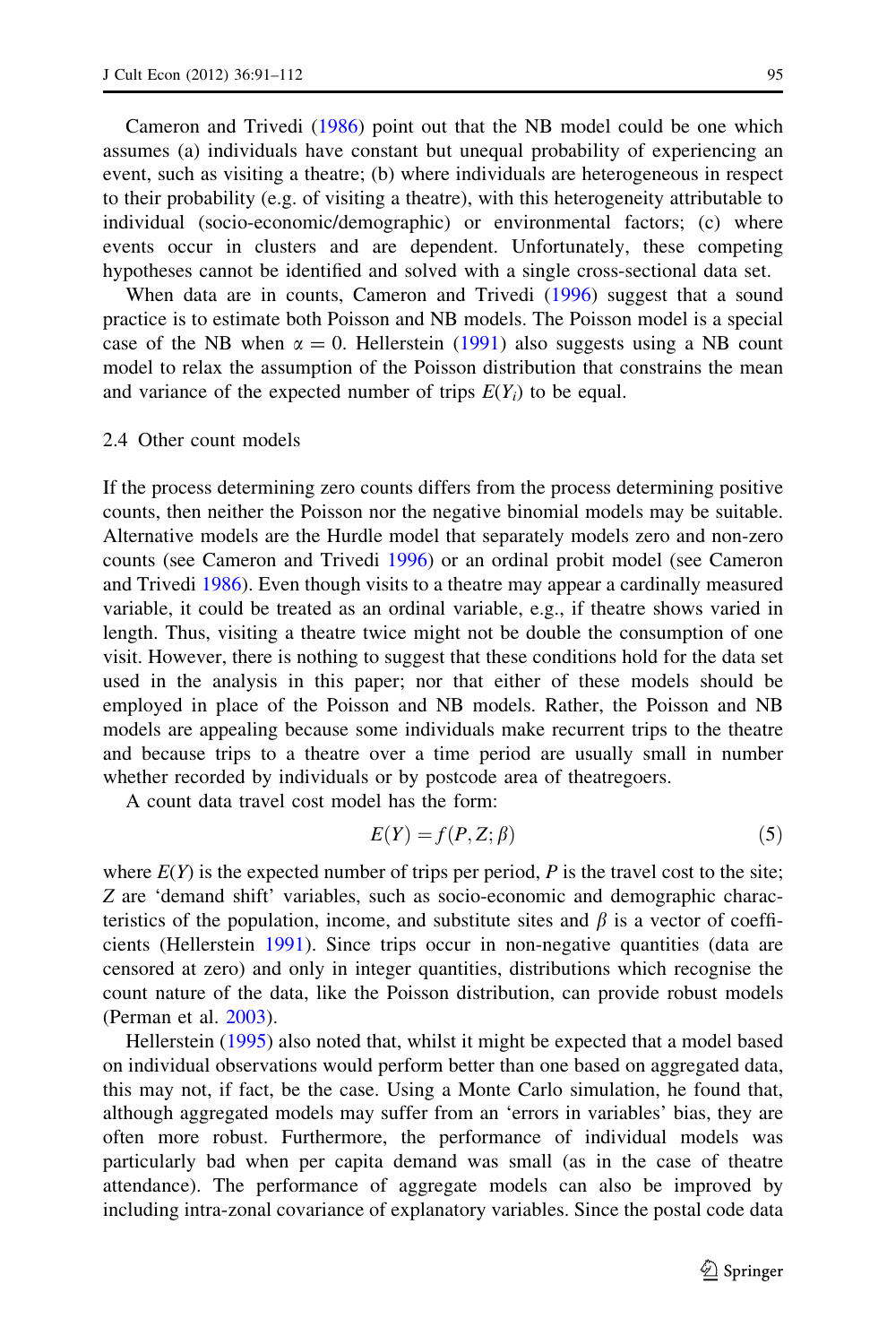Cameron and Trivedi (1986) point out that the NB model could be one which assumes (a) individuals have constant but unequal probability of experiencing an event, such as visiting a theatre; (b) where individuals are heterogeneous in respect to their probability (e.g. of visiting a theatre), with this heterogeneity attributable to individual (socio-economic/demographic) or environmental factors; (c) where events occur in clusters and are dependent. Unfortunately, these competing hypotheses cannot be identified and solved with a single cross-sectional data set.

When data are in counts, Cameron and Trivedi (1996) suggest that a sound practice is to estimate both Poisson and NB models. The Poisson model is a special case of the NB when $\alpha = 0$. Hellerstein (1991) also suggests using a NB count model to relax the assumption of the Poisson distribution that constrains the mean and variance of the expected number of trips $E(Y_i)$ to be equal.

## 2.4 Other count models

If the process determining zero counts differs from the process determining positive counts, then neither the Poisson nor the negative binomial models may be suitable. Alternative models are the Hurdle model that separately models zero and non-zero counts (see Cameron and Trivedi 1996) or an ordinal probit model (see Cameron and Trivedi 1986). Even though visits to a theatre may appear a cardinally measured variable, it could be treated as an ordinal variable, e.g., if theatre shows varied in length. Thus, visiting a theatre twice might not be double the consumption of one visit. However, there is nothing to suggest that these conditions hold for the data set used in the analysis in this paper; nor that either of these models should be employed in place of the Poisson and NB models. Rather, the Poisson and NB models are appealing because some individuals make recurrent trips to the theatre and because trips to a theatre over a time period are usually small in number whether recorded by individuals or by postcode area of theatregoers.

A count data travel cost model has the form:

$$E(Y) = f(P, Z; \beta) \tag{5}$$

where $E(Y)$ is the expected number of trips per period, $P$ is the travel cost to the site; $Z$ are 'demand shift' variables, such as socio-economic and demographic characteristics of the population, income, and substitute sites and $\beta$ is a vector of coefficients (Hellerstein 1991). Since trips occur in non-negative quantities (data are censored at zero) and only in integer quantities, distributions which recognise the count nature of the data, like the Poisson distribution, can provide robust models (Perman et al. 2003).

Hellerstein (1995) also noted that, whilst it might be expected that a model based on individual observations would perform better than one based on aggregated data, this may not, if fact, be the case. Using a Monte Carlo simulation, he found that, although aggregated models may suffer from an 'errors in variables' bias, they are often more robust. Furthermore, the performance of individual models was particularly bad when per capita demand was small (as in the case of theatre attendance). The performance of aggregate models can also be improved by including intra-zonal covariance of explanatory variables. Since the postal code data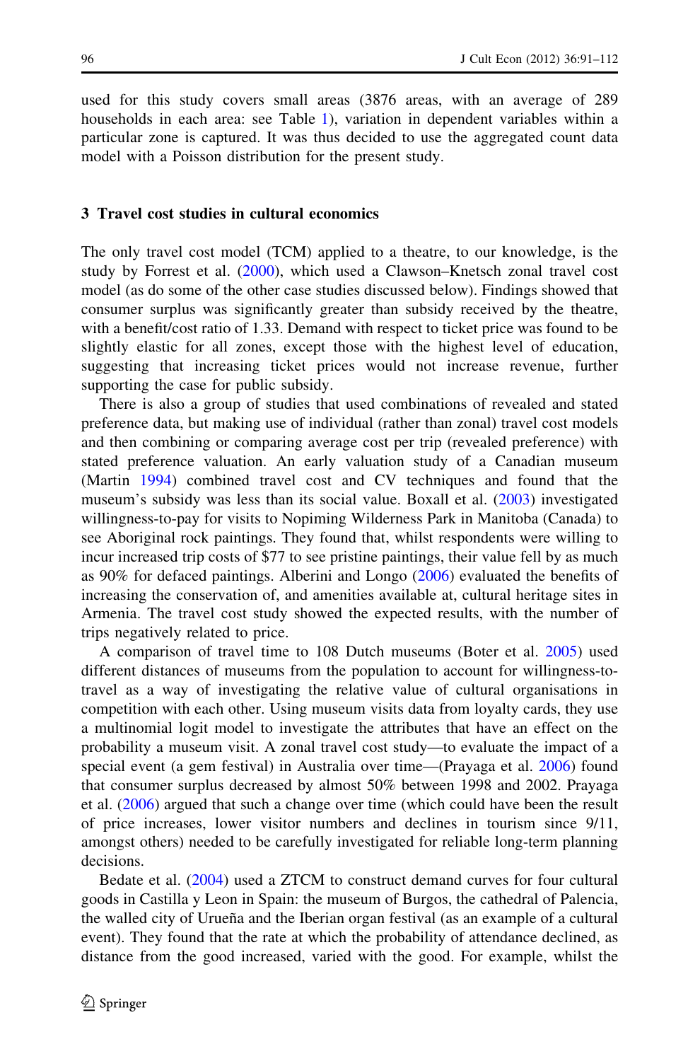used for this study covers small areas (3876 areas, with an average of 289 households in each area: see Table 1), variation in dependent variables within a particular zone is captured. It was thus decided to use the aggregated count data model with a Poisson distribution for the present study.

## 3 Travel cost studies in cultural economics

The only travel cost model (TCM) applied to a theatre, to our knowledge, is the study by Forrest et al. (2000), which used a Clawson–Knetsch zonal travel cost model (as do some of the other case studies discussed below). Findings showed that consumer surplus was significantly greater than subsidy received by the theatre, with a benefit/cost ratio of 1.33. Demand with respect to ticket price was found to be slightly elastic for all zones, except those with the highest level of education, suggesting that increasing ticket prices would not increase revenue, further supporting the case for public subsidy.

There is also a group of studies that used combinations of revealed and stated preference data, but making use of individual (rather than zonal) travel cost models and then combining or comparing average cost per trip (revealed preference) with stated preference valuation. An early valuation study of a Canadian museum (Martin 1994) combined travel cost and CV techniques and found that the museum's subsidy was less than its social value. Boxall et al. (2003) investigated willingness-to-pay for visits to Nopiming Wilderness Park in Manitoba (Canada) to see Aboriginal rock paintings. They found that, whilst respondents were willing to incur increased trip costs of $77 to see pristine paintings, their value fell by as much as 90% for defaced paintings. Alberini and Longo (2006) evaluated the benefits of increasing the conservation of, and amenities available at, cultural heritage sites in Armenia. The travel cost study showed the expected results, with the number of trips negatively related to price.

A comparison of travel time to 108 Dutch museums (Boter et al. 2005) used different distances of museums from the population to account for willingness-to-travel as a way of investigating the relative value of cultural organisations in competition with each other. Using museum visits data from loyalty cards, they use a multinomial logit model to investigate the attributes that have an effect on the probability a museum visit. A zonal travel cost study—to evaluate the impact of a special event (a gem festival) in Australia over time—(Prayaga et al. 2006) found that consumer surplus decreased by almost 50% between 1998 and 2002. Prayaga et al. (2006) argued that such a change over time (which could have been the result of price increases, lower visitor numbers and declines in tourism since 9/11, amongst others) needed to be carefully investigated for reliable long-term planning decisions.

Bedate et al. (2004) used a ZTCM to construct demand curves for four cultural goods in Castilla y Leon in Spain: the museum of Burgos, the cathedral of Palencia, the walled city of Urueña and the Iberian organ festival (as an example of a cultural event). They found that the rate at which the probability of attendance declined, as distance from the good increased, varied with the good. For example, whilst the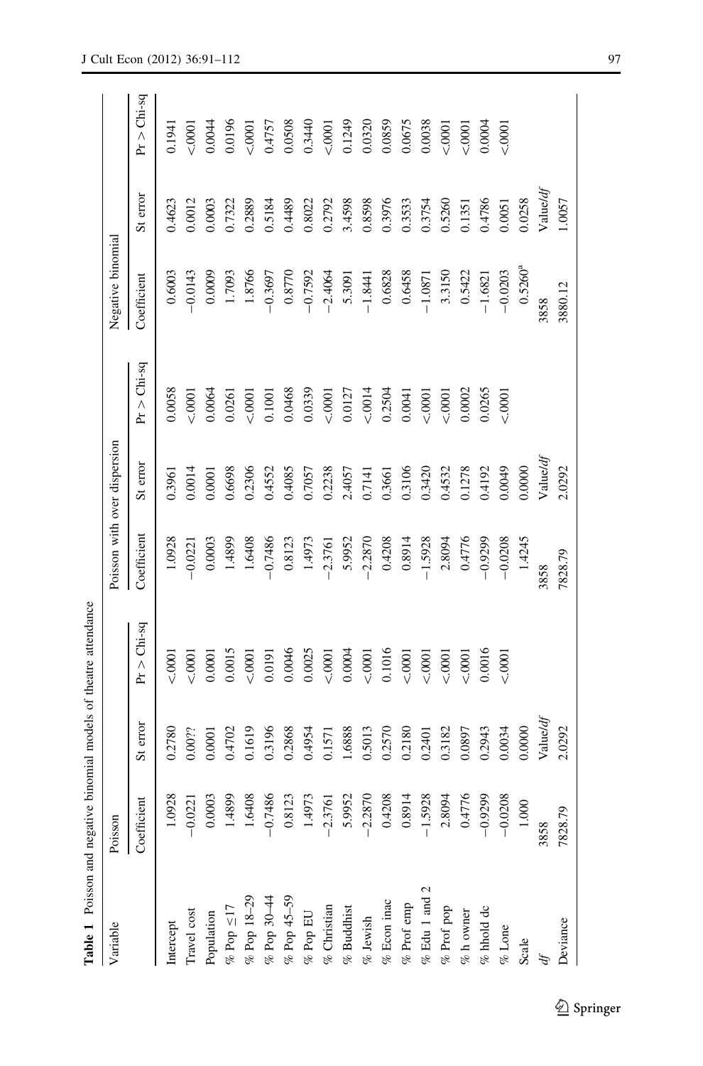**Table 1** Poisson and negative binomial models of theatre attendance

| Variable | Poisson | | | Poisson with over dispersion | | | Negative binomial | | |
|---|---|---|---|---|---|---|---|---|---|
| | Coefficient | St error | Pr > Chi-sq | Coefficient | St error | Pr > Chi-sq | Coefficient | St error | Pr > Chi-sq |
| Intercept | 1.0928 | 0.2780 | <.0001 | 1.0928 | 0.3961 | 0.0058 | 0.6003 | 0.4623 | 0.1941 |
| Travel cost | −0.0221 | 0.00?? | <.0001 | −0.0221 | 0.0014 | <.0001 | −0.0143 | 0.0012 | <.0001 |
| Population | 0.0003 | 0.0001 | 0.0001 | 0.0003 | 0.0001 | 0.0064 | 0.0009 | 0.0003 | 0.0044 |
| % Pop ≤17 | 1.4899 | 0.4702 | 0.0015 | 1.4899 | 0.6698 | 0.0261 | 1.7093 | 0.7322 | 0.0196 |
| % Pop 18–29 | 1.6408 | 0.1619 | <.0001 | 1.6408 | 0.2306 | <.0001 | 1.8766 | 0.2889 | <.0001 |
| % Pop 30–44 | −0.7486 | 0.3196 | 0.0191 | −0.7486 | 0.4552 | 0.1001 | −0.3697 | 0.5184 | 0.4757 |
| % Pop 45–59 | 0.8123 | 0.2868 | 0.0046 | 0.8123 | 0.4085 | 0.0468 | 0.8770 | 0.4489 | 0.0508 |
| % Pop EU | 1.4973 | 0.4954 | 0.0025 | 1.4973 | 0.7057 | 0.0339 | −0.7592 | 0.8022 | 0.3440 |
| % Christian | −2.3761 | 0.1571 | <.0001 | −2.3761 | 0.2238 | <.0001 | −2.4064 | 0.2792 | <.0001 |
| % Buddhist | 5.9952 | 1.6888 | 0.0004 | 5.9952 | 2.4057 | 0.0127 | 5.3091 | 3.4598 | 0.1249 |
| % Jewish | −2.2870 | 0.5013 | <.0001 | −2.2870 | 0.7141 | <.0014 | −1.8441 | 0.8598 | 0.0320 |
| % Econ inac | 0.4208 | 0.2570 | 0.1016 | 0.4208 | 0.3661 | 0.2504 | 0.6828 | 0.3976 | 0.0859 |
| % Prof emp | 0.8914 | 0.2180 | <.0001 | 0.8914 | 0.3106 | 0.0041 | 0.6458 | 0.3533 | 0.0675 |
| % Edu 1 and 2 | −1.5928 | 0.2401 | <.0001 | −1.5928 | 0.3420 | <.0001 | −1.0871 | 0.3754 | 0.0038 |
| % Prof pop | 2.8094 | 0.3182 | <.0001 | 2.8094 | 0.4532 | <.0001 | 3.3150 | 0.5260 | <.0001 |
| % h owner | 0.4776 | 0.0897 | <.0001 | 0.4776 | 0.1278 | 0.0002 | 0.5422 | 0.1351 | <.0001 |
| % hhold dc | −0.9299 | 0.2943 | 0.0016 | −0.9299 | 0.4192 | 0.0265 | −1.6821 | 0.4786 | 0.0004 |
| % Lone | −0.0208 | 0.0034 | <.0001 | −0.0208 | 0.0049 | <.0001 | −0.0203 | 0.0051 | <.0001 |
| Scale | 1.000 | 0.0000 | | 1.4245 | 0.0000 | | 0.5260[a] | 0.0258 | |
| *df* | 3858 | Value/*df* | | 3858 | Value/*df* | | 3858 | Value/*df* | |
| Deviance | 7828.79 | 2.0292 | | 7828.79 | 2.0292 | | 3880.12 | 1.0057 | |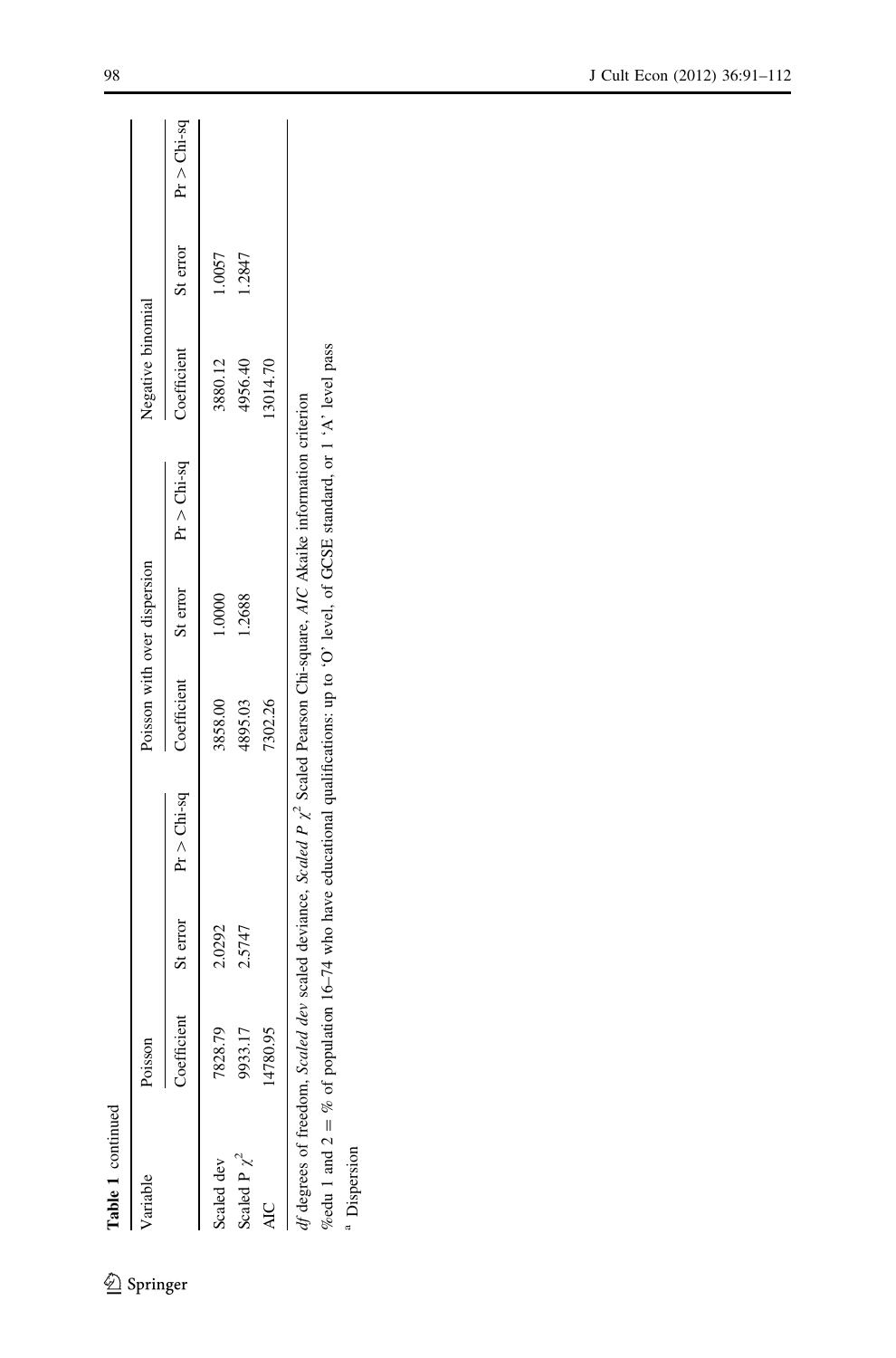**Table 1** continued

| Variable | Poisson | | | Poisson with over dispersion | | | Negative binomial | | |
|---|---|---|---|---|---|---|---|---|---|
| | Coefficient | St error | Pr > Chi-sq | Coefficient | St error | Pr > Chi-sq | Coefficient | St error | Pr > Chi-sq |
| Scaled dev | 7828.79 | 2.0292 | | 3858.00 | 1.0000 | | 3880.12 | 1.0057 | |
| Scaled P $\chi^2$ | 9933.17 | 2.5747 | | 4895.03 | 1.2688 | | 4956.40 | 1.2847 | |
| AIC | 14780.95 | | | 7302.26 | | | 13014.70 | | |

*df* degrees of freedom, *Scaled dev* scaled deviance, *Scaled P* $\chi^2$ Scaled Pearson Chi-square, *AIC* Akaike information criterion

%edu 1 and 2 = % of population 16–74 who have educational qualifications: up to 'O' level, of GCSE standard, or 1 'A' level pass

[a] Dispersion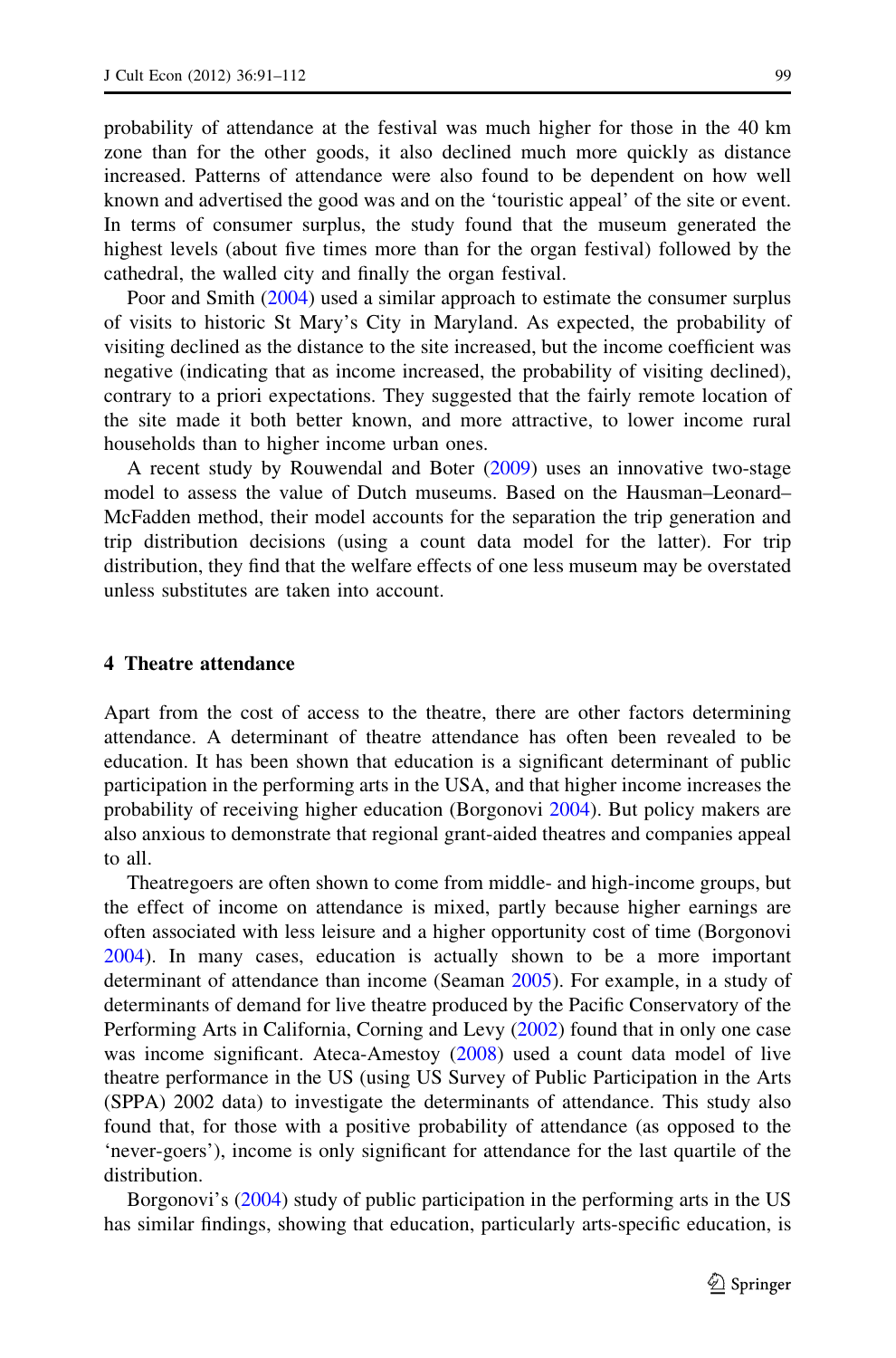probability of attendance at the festival was much higher for those in the 40 km zone than for the other goods, it also declined much more quickly as distance increased. Patterns of attendance were also found to be dependent on how well known and advertised the good was and on the 'touristic appeal' of the site or event. In terms of consumer surplus, the study found that the museum generated the highest levels (about five times more than for the organ festival) followed by the cathedral, the walled city and finally the organ festival.

Poor and Smith (2004) used a similar approach to estimate the consumer surplus of visits to historic St Mary's City in Maryland. As expected, the probability of visiting declined as the distance to the site increased, but the income coefficient was negative (indicating that as income increased, the probability of visiting declined), contrary to a priori expectations. They suggested that the fairly remote location of the site made it both better known, and more attractive, to lower income rural households than to higher income urban ones.

A recent study by Rouwendal and Boter (2009) uses an innovative two-stage model to assess the value of Dutch museums. Based on the Hausman–Leonard–McFadden method, their model accounts for the separation the trip generation and trip distribution decisions (using a count data model for the latter). For trip distribution, they find that the welfare effects of one less museum may be overstated unless substitutes are taken into account.

## 4 Theatre attendance

Apart from the cost of access to the theatre, there are other factors determining attendance. A determinant of theatre attendance has often been revealed to be education. It has been shown that education is a significant determinant of public participation in the performing arts in the USA, and that higher income increases the probability of receiving higher education (Borgonovi 2004). But policy makers are also anxious to demonstrate that regional grant-aided theatres and companies appeal to all.

Theatregoers are often shown to come from middle- and high-income groups, but the effect of income on attendance is mixed, partly because higher earnings are often associated with less leisure and a higher opportunity cost of time (Borgonovi 2004). In many cases, education is actually shown to be a more important determinant of attendance than income (Seaman 2005). For example, in a study of determinants of demand for live theatre produced by the Pacific Conservatory of the Performing Arts in California, Corning and Levy (2002) found that in only one case was income significant. Ateca-Amestoy (2008) used a count data model of live theatre performance in the US (using US Survey of Public Participation in the Arts (SPPA) 2002 data) to investigate the determinants of attendance. This study also found that, for those with a positive probability of attendance (as opposed to the 'never-goers'), income is only significant for attendance for the last quartile of the distribution.

Borgonovi's (2004) study of public participation in the performing arts in the US has similar findings, showing that education, particularly arts-specific education, is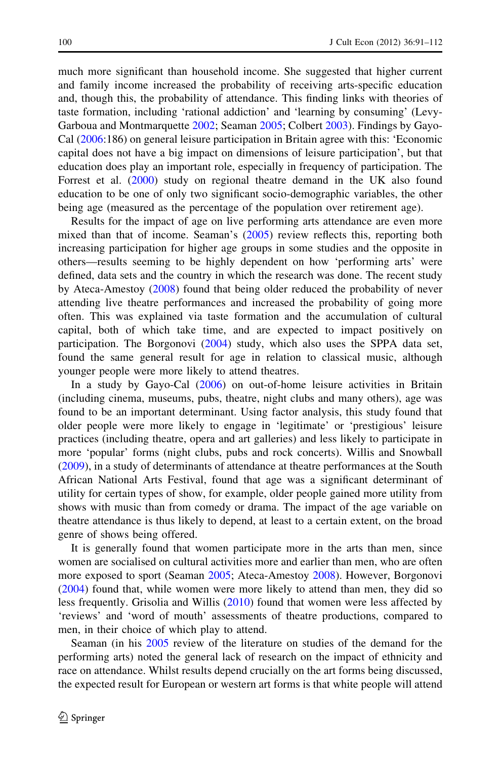much more significant than household income. She suggested that higher current and family income increased the probability of receiving arts-specific education and, though this, the probability of attendance. This finding links with theories of taste formation, including 'rational addiction' and 'learning by consuming' (Levy-Garboua and Montmarquette 2002; Seaman 2005; Colbert 2003). Findings by Gayo-Cal (2006:186) on general leisure participation in Britain agree with this: 'Economic capital does not have a big impact on dimensions of leisure participation', but that education does play an important role, especially in frequency of participation. The Forrest et al. (2000) study on regional theatre demand in the UK also found education to be one of only two significant socio-demographic variables, the other being age (measured as the percentage of the population over retirement age).

Results for the impact of age on live performing arts attendance are even more mixed than that of income. Seaman's (2005) review reflects this, reporting both increasing participation for higher age groups in some studies and the opposite in others—results seeming to be highly dependent on how 'performing arts' were defined, data sets and the country in which the research was done. The recent study by Ateca-Amestoy (2008) found that being older reduced the probability of never attending live theatre performances and increased the probability of going more often. This was explained via taste formation and the accumulation of cultural capital, both of which take time, and are expected to impact positively on participation. The Borgonovi (2004) study, which also uses the SPPA data set, found the same general result for age in relation to classical music, although younger people were more likely to attend theatres.

In a study by Gayo-Cal (2006) on out-of-home leisure activities in Britain (including cinema, museums, pubs, theatre, night clubs and many others), age was found to be an important determinant. Using factor analysis, this study found that older people were more likely to engage in 'legitimate' or 'prestigious' leisure practices (including theatre, opera and art galleries) and less likely to participate in more 'popular' forms (night clubs, pubs and rock concerts). Willis and Snowball (2009), in a study of determinants of attendance at theatre performances at the South African National Arts Festival, found that age was a significant determinant of utility for certain types of show, for example, older people gained more utility from shows with music than from comedy or drama. The impact of the age variable on theatre attendance is thus likely to depend, at least to a certain extent, on the broad genre of shows being offered.

It is generally found that women participate more in the arts than men, since women are socialised on cultural activities more and earlier than men, who are often more exposed to sport (Seaman 2005; Ateca-Amestoy 2008). However, Borgonovi (2004) found that, while women were more likely to attend than men, they did so less frequently. Grisolia and Willis (2010) found that women were less affected by 'reviews' and 'word of mouth' assessments of theatre productions, compared to men, in their choice of which play to attend.

Seaman (in his 2005 review of the literature on studies of the demand for the performing arts) noted the general lack of research on the impact of ethnicity and race on attendance. Whilst results depend crucially on the art forms being discussed, the expected result for European or western art forms is that white people will attend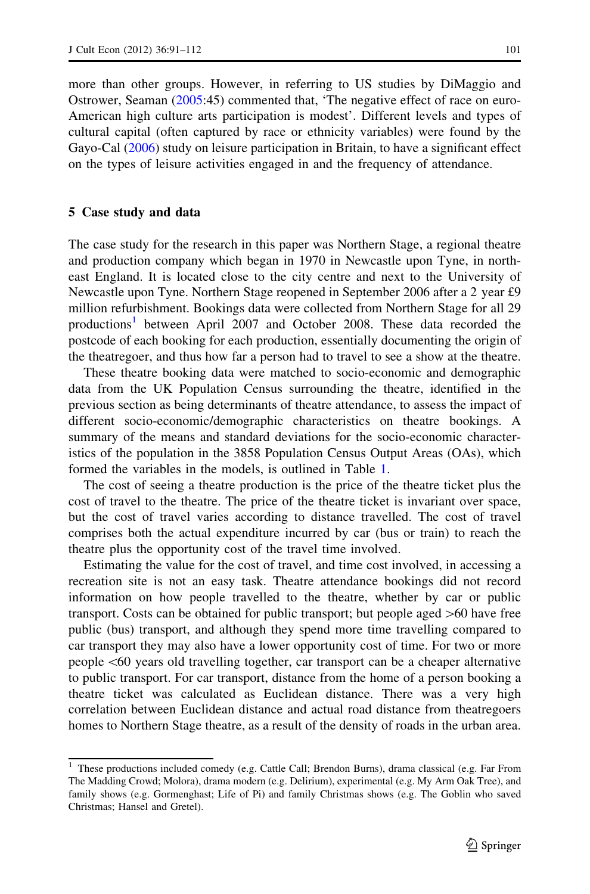more than other groups. However, in referring to US studies by DiMaggio and Ostrower, Seaman (2005:45) commented that, 'The negative effect of race on euro-American high culture arts participation is modest'. Different levels and types of cultural capital (often captured by race or ethnicity variables) were found by the Gayo-Cal (2006) study on leisure participation in Britain, to have a significant effect on the types of leisure activities engaged in and the frequency of attendance.

## 5 Case study and data

The case study for the research in this paper was Northern Stage, a regional theatre and production company which began in 1970 in Newcastle upon Tyne, in north-east England. It is located close to the city centre and next to the University of Newcastle upon Tyne. Northern Stage reopened in September 2006 after a 2 year £9 million refurbishment. Bookings data were collected from Northern Stage for all 29 productions[1] between April 2007 and October 2008. These data recorded the postcode of each booking for each production, essentially documenting the origin of the theatregoer, and thus how far a person had to travel to see a show at the theatre.

These theatre booking data were matched to socio-economic and demographic data from the UK Population Census surrounding the theatre, identified in the previous section as being determinants of theatre attendance, to assess the impact of different socio-economic/demographic characteristics on theatre bookings. A summary of the means and standard deviations for the socio-economic characteristics of the population in the 3858 Population Census Output Areas (OAs), which formed the variables in the models, is outlined in Table 1.

The cost of seeing a theatre production is the price of the theatre ticket plus the cost of travel to the theatre. The price of the theatre ticket is invariant over space, but the cost of travel varies according to distance travelled. The cost of travel comprises both the actual expenditure incurred by car (bus or train) to reach the theatre plus the opportunity cost of the travel time involved.

Estimating the value for the cost of travel, and time cost involved, in accessing a recreation site is not an easy task. Theatre attendance bookings did not record information on how people travelled to the theatre, whether by car or public transport. Costs can be obtained for public transport; but people aged >60 have free public (bus) transport, and although they spend more time travelling compared to car transport they may also have a lower opportunity cost of time. For two or more people <60 years old travelling together, car transport can be a cheaper alternative to public transport. For car transport, distance from the home of a person booking a theatre ticket was calculated as Euclidean distance. There was a very high correlation between Euclidean distance and actual road distance from theatregoers homes to Northern Stage theatre, as a result of the density of roads in the urban area.

---

[1] These productions included comedy (e.g. Cattle Call; Brendon Burns), drama classical (e.g. Far From The Madding Crowd; Molora), drama modern (e.g. Delirium), experimental (e.g. My Arm Oak Tree), and family shows (e.g. Gormenghast; Life of Pi) and family Christmas shows (e.g. The Goblin who saved Christmas; Hansel and Gretel).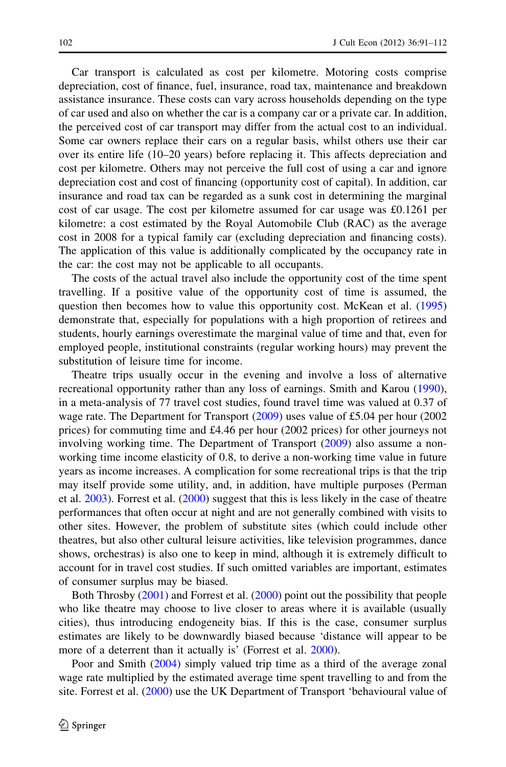Car transport is calculated as cost per kilometre. Motoring costs comprise depreciation, cost of finance, fuel, insurance, road tax, maintenance and breakdown assistance insurance. These costs can vary across households depending on the type of car used and also on whether the car is a company car or a private car. In addition, the perceived cost of car transport may differ from the actual cost to an individual. Some car owners replace their cars on a regular basis, whilst others use their car over its entire life (10–20 years) before replacing it. This affects depreciation and cost per kilometre. Others may not perceive the full cost of using a car and ignore depreciation cost and cost of financing (opportunity cost of capital). In addition, car insurance and road tax can be regarded as a sunk cost in determining the marginal cost of car usage. The cost per kilometre assumed for car usage was £0.1261 per kilometre: a cost estimated by the Royal Automobile Club (RAC) as the average cost in 2008 for a typical family car (excluding depreciation and financing costs). The application of this value is additionally complicated by the occupancy rate in the car: the cost may not be applicable to all occupants.

The costs of the actual travel also include the opportunity cost of the time spent travelling. If a positive value of the opportunity cost of time is assumed, the question then becomes how to value this opportunity cost. McKean et al. (1995) demonstrate that, especially for populations with a high proportion of retirees and students, hourly earnings overestimate the marginal value of time and that, even for employed people, institutional constraints (regular working hours) may prevent the substitution of leisure time for income.

Theatre trips usually occur in the evening and involve a loss of alternative recreational opportunity rather than any loss of earnings. Smith and Karou (1990), in a meta-analysis of 77 travel cost studies, found travel time was valued at 0.37 of wage rate. The Department for Transport (2009) uses value of £5.04 per hour (2002 prices) for commuting time and £4.46 per hour (2002 prices) for other journeys not involving working time. The Department of Transport (2009) also assume a non-working time income elasticity of 0.8, to derive a non-working time value in future years as income increases. A complication for some recreational trips is that the trip may itself provide some utility, and, in addition, have multiple purposes (Perman et al. 2003). Forrest et al. (2000) suggest that this is less likely in the case of theatre performances that often occur at night and are not generally combined with visits to other sites. However, the problem of substitute sites (which could include other theatres, but also other cultural leisure activities, like television programmes, dance shows, orchestras) is also one to keep in mind, although it is extremely difficult to account for in travel cost studies. If such omitted variables are important, estimates of consumer surplus may be biased.

Both Throsby (2001) and Forrest et al. (2000) point out the possibility that people who like theatre may choose to live closer to areas where it is available (usually cities), thus introducing endogeneity bias. If this is the case, consumer surplus estimates are likely to be downwardly biased because 'distance will appear to be more of a deterrent than it actually is' (Forrest et al. 2000).

Poor and Smith (2004) simply valued trip time as a third of the average zonal wage rate multiplied by the estimated average time spent travelling to and from the site. Forrest et al. (2000) use the UK Department of Transport 'behavioural value of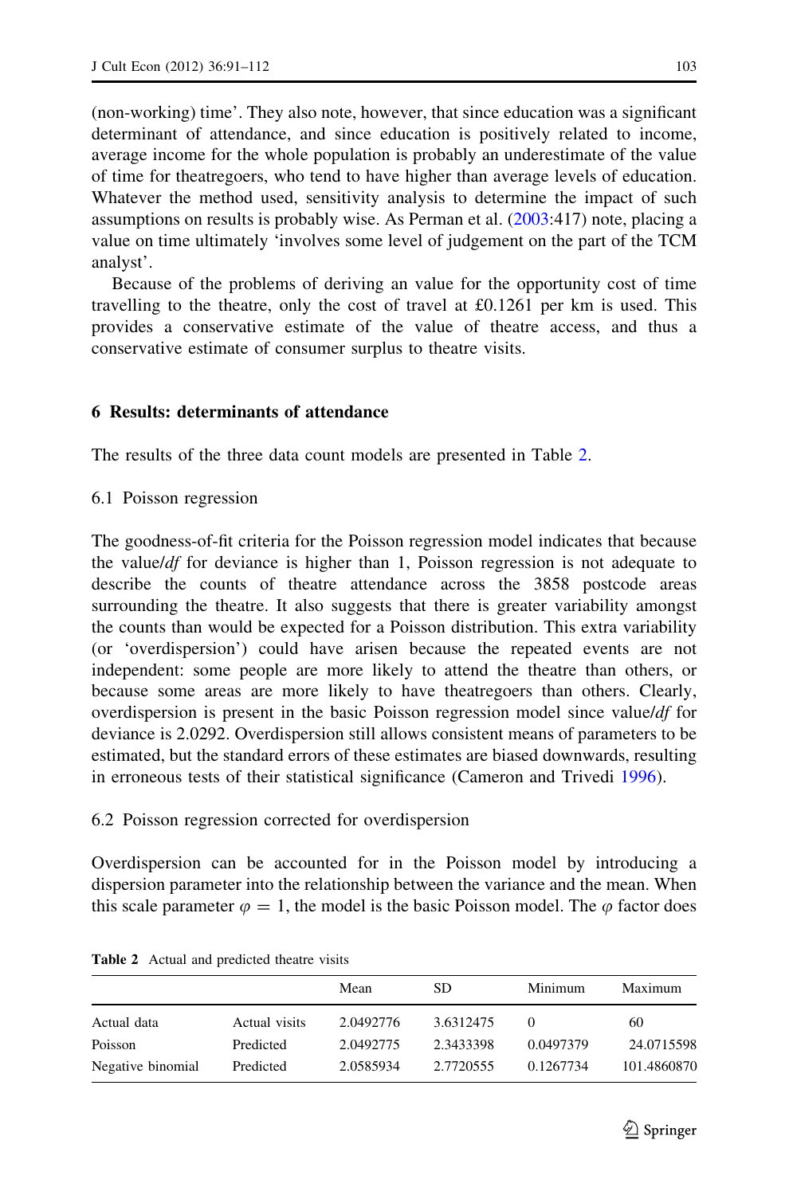(non-working) time'. They also note, however, that since education was a significant determinant of attendance, and since education is positively related to income, average income for the whole population is probably an underestimate of the value of time for theatregoers, who tend to have higher than average levels of education. Whatever the method used, sensitivity analysis to determine the impact of such assumptions on results is probably wise. As Perman et al. (2003:417) note, placing a value on time ultimately 'involves some level of judgement on the part of the TCM analyst'.

Because of the problems of deriving an value for the opportunity cost of time travelling to the theatre, only the cost of travel at £0.1261 per km is used. This provides a conservative estimate of the value of theatre access, and thus a conservative estimate of consumer surplus to theatre visits.

## 6 Results: determinants of attendance

The results of the three data count models are presented in Table 2.

### 6.1 Poisson regression

The goodness-of-fit criteria for the Poisson regression model indicates that because the value/*df* for deviance is higher than 1, Poisson regression is not adequate to describe the counts of theatre attendance across the 3858 postcode areas surrounding the theatre. It also suggests that there is greater variability amongst the counts than would be expected for a Poisson distribution. This extra variability (or 'overdispersion') could have arisen because the repeated events are not independent: some people are more likely to attend the theatre than others, or because some areas are more likely to have theatregoers than others. Clearly, overdispersion is present in the basic Poisson regression model since value/*df* for deviance is 2.0292. Overdispersion still allows consistent means of parameters to be estimated, but the standard errors of these estimates are biased downwards, resulting in erroneous tests of their statistical significance (Cameron and Trivedi 1996).

### 6.2 Poisson regression corrected for overdispersion

Overdispersion can be accounted for in the Poisson model by introducing a dispersion parameter into the relationship between the variance and the mean. When this scale parameter $\varphi = 1$, the model is the basic Poisson model. The $\varphi$ factor does

**Table 2** Actual and predicted theatre visits

| | | Mean | SD | Minimum | Maximum |
|---|---|---|---|---|---|
| Actual data | Actual visits | 2.0492776 | 3.6312475 | 0 | 60 |
| Poisson | Predicted | 2.0492775 | 2.3433398 | 0.0497379 | 24.0715598 |
| Negative binomial | Predicted | 2.0585934 | 2.7720555 | 0.1267734 | 101.4860870 |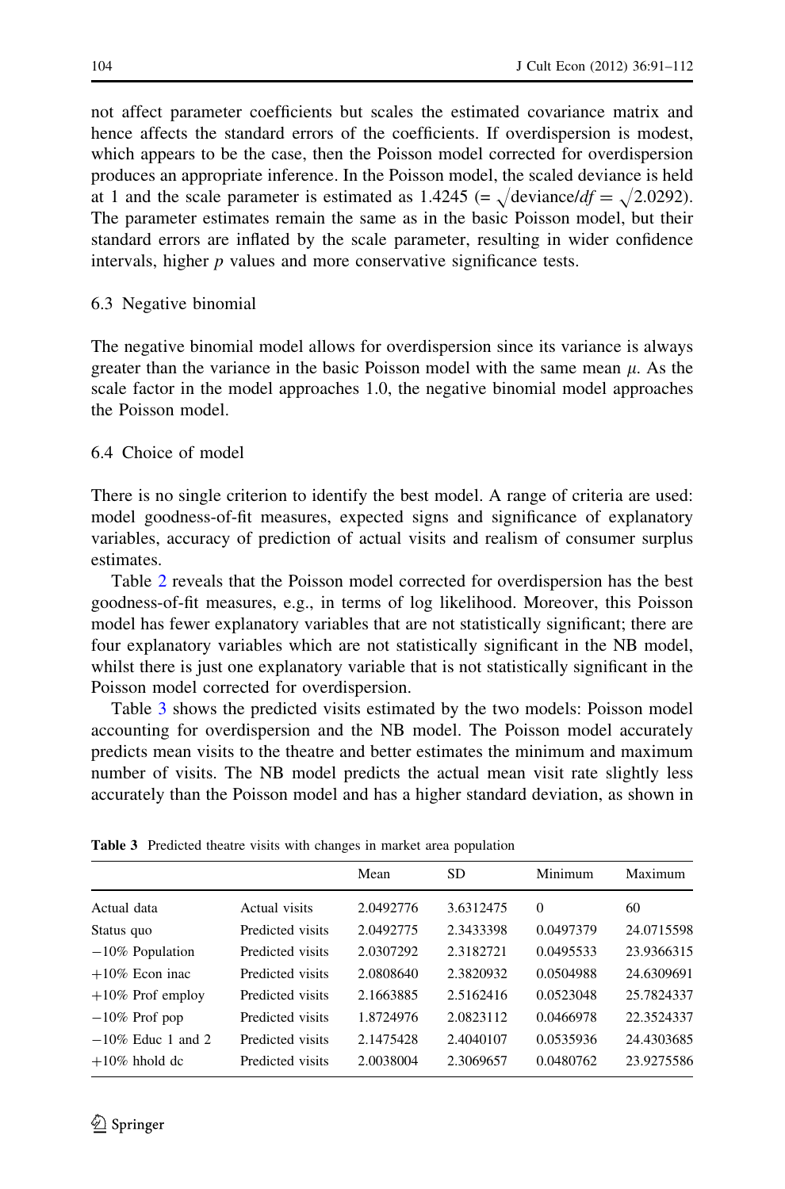not affect parameter coefficients but scales the estimated covariance matrix and hence affects the standard errors of the coefficients. If overdispersion is modest, which appears to be the case, then the Poisson model corrected for overdispersion produces an appropriate inference. In the Poisson model, the scaled deviance is held at 1 and the scale parameter is estimated as 1.4245 ($= \sqrt{\text{deviance}/df} = \sqrt{2.0292}$). The parameter estimates remain the same as in the basic Poisson model, but their standard errors are inflated by the scale parameter, resulting in wider confidence intervals, higher *p* values and more conservative significance tests.

### 6.3 Negative binomial

The negative binomial model allows for overdispersion since its variance is always greater than the variance in the basic Poisson model with the same mean $\mu$. As the scale factor in the model approaches 1.0, the negative binomial model approaches the Poisson model.

### 6.4 Choice of model

There is no single criterion to identify the best model. A range of criteria are used: model goodness-of-fit measures, expected signs and significance of explanatory variables, accuracy of prediction of actual visits and realism of consumer surplus estimates.

Table 2 reveals that the Poisson model corrected for overdispersion has the best goodness-of-fit measures, e.g., in terms of log likelihood. Moreover, this Poisson model has fewer explanatory variables that are not statistically significant; there are four explanatory variables which are not statistically significant in the NB model, whilst there is just one explanatory variable that is not statistically significant in the Poisson model corrected for overdispersion.

Table 3 shows the predicted visits estimated by the two models: Poisson model accounting for overdispersion and the NB model. The Poisson model accurately predicts mean visits to the theatre and better estimates the minimum and maximum number of visits. The NB model predicts the actual mean visit rate slightly less accurately than the Poisson model and has a higher standard deviation, as shown in

**Table 3** Predicted theatre visits with changes in market area population

| | | Mean | SD | Minimum | Maximum |
|---|---|---|---|---|---|
| Actual data | Actual visits | 2.0492776 | 3.6312475 | 0 | 60 |
| Status quo | Predicted visits | 2.0492775 | 2.3433398 | 0.0497379 | 24.0715598 |
| −10% Population | Predicted visits | 2.0307292 | 2.3182721 | 0.0495533 | 23.9366315 |
| +10% Econ inac | Predicted visits | 2.0808640 | 2.3820932 | 0.0504988 | 24.6309691 |
| +10% Prof employ | Predicted visits | 2.1663885 | 2.5162416 | 0.0523048 | 25.7824337 |
| −10% Prof pop | Predicted visits | 1.8724976 | 2.0823112 | 0.0466978 | 22.3524337 |
| −10% Educ 1 and 2 | Predicted visits | 2.1475428 | 2.4040107 | 0.0535936 | 24.4303685 |
| +10% hhold dc | Predicted visits | 2.0038004 | 2.3069657 | 0.0480762 | 23.9275586 |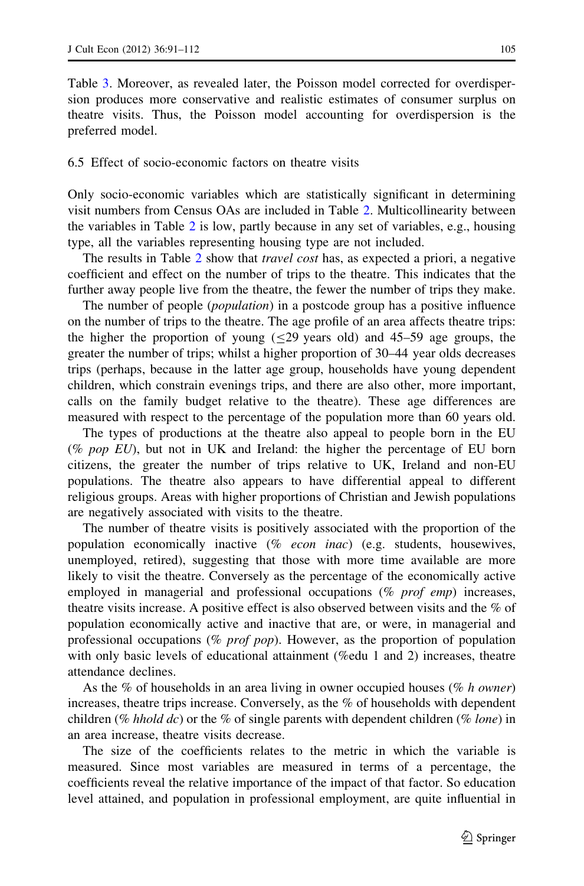Table 3. Moreover, as revealed later, the Poisson model corrected for overdispersion produces more conservative and realistic estimates of consumer surplus on theatre visits. Thus, the Poisson model accounting for overdispersion is the preferred model.

### 6.5 Effect of socio-economic factors on theatre visits

Only socio-economic variables which are statistically significant in determining visit numbers from Census OAs are included in Table 2. Multicollinearity between the variables in Table 2 is low, partly because in any set of variables, e.g., housing type, all the variables representing housing type are not included.

The results in Table 2 show that *travel cost* has, as expected a priori, a negative coefficient and effect on the number of trips to the theatre. This indicates that the further away people live from the theatre, the fewer the number of trips they make.

The number of people (*population*) in a postcode group has a positive influence on the number of trips to the theatre. The age profile of an area affects theatre trips: the higher the proportion of young ($\leq$29 years old) and 45–59 age groups, the greater the number of trips; whilst a higher proportion of 30–44 year olds decreases trips (perhaps, because in the latter age group, households have young dependent children, which constrain evenings trips, and there are also other, more important, calls on the family budget relative to the theatre). These age differences are measured with respect to the percentage of the population more than 60 years old.

The types of productions at the theatre also appeal to people born in the EU (*% pop EU*), but not in UK and Ireland: the higher the percentage of EU born citizens, the greater the number of trips relative to UK, Ireland and non-EU populations. The theatre also appears to have differential appeal to different religious groups. Areas with higher proportions of Christian and Jewish populations are negatively associated with visits to the theatre.

The number of theatre visits is positively associated with the proportion of the population economically inactive (*% econ inac*) (e.g. students, housewives, unemployed, retired), suggesting that those with more time available are more likely to visit the theatre. Conversely as the percentage of the economically active employed in managerial and professional occupations (*% prof emp*) increases, theatre visits increase. A positive effect is also observed between visits and the % of population economically active and inactive that are, or were, in managerial and professional occupations (*% prof pop*). However, as the proportion of population with only basic levels of educational attainment (%edu 1 and 2) increases, theatre attendance declines.

As the % of households in an area living in owner occupied houses (*% h owner*) increases, theatre trips increase. Conversely, as the % of households with dependent children (*% hhold dc*) or the % of single parents with dependent children (*% lone*) in an area increase, theatre visits decrease.

The size of the coefficients relates to the metric in which the variable is measured. Since most variables are measured in terms of a percentage, the coefficients reveal the relative importance of the impact of that factor. So education level attained, and population in professional employment, are quite influential in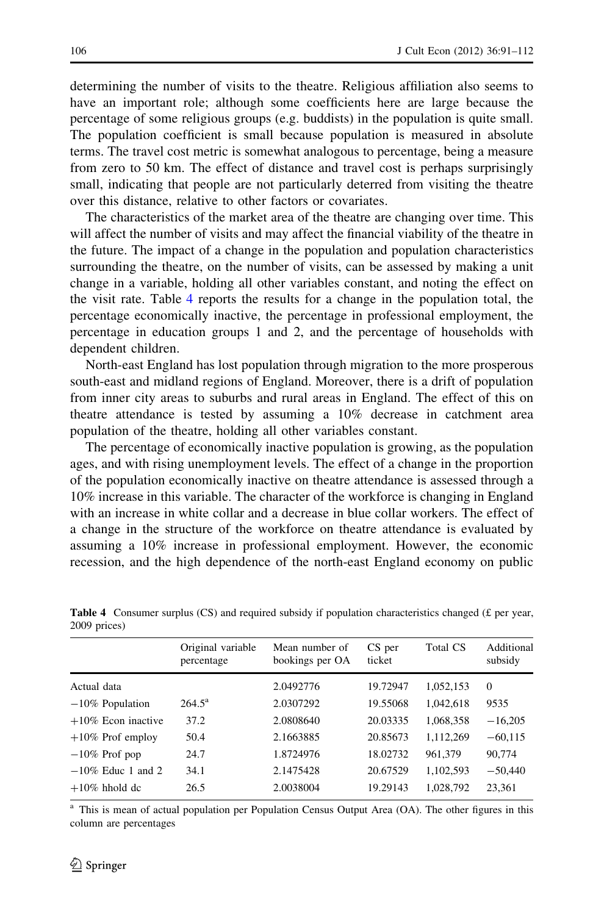determining the number of visits to the theatre. Religious affiliation also seems to have an important role; although some coefficients here are large because the percentage of some religious groups (e.g. buddists) in the population is quite small. The population coefficient is small because population is measured in absolute terms. The travel cost metric is somewhat analogous to percentage, being a measure from zero to 50 km. The effect of distance and travel cost is perhaps surprisingly small, indicating that people are not particularly deterred from visiting the theatre over this distance, relative to other factors or covariates.

The characteristics of the market area of the theatre are changing over time. This will affect the number of visits and may affect the financial viability of the theatre in the future. The impact of a change in the population and population characteristics surrounding the theatre, on the number of visits, can be assessed by making a unit change in a variable, holding all other variables constant, and noting the effect on the visit rate. Table 4 reports the results for a change in the population total, the percentage economically inactive, the percentage in professional employment, the percentage in education groups 1 and 2, and the percentage of households with dependent children.

North-east England has lost population through migration to the more prosperous south-east and midland regions of England. Moreover, there is a drift of population from inner city areas to suburbs and rural areas in England. The effect of this on theatre attendance is tested by assuming a 10% decrease in catchment area population of the theatre, holding all other variables constant.

The percentage of economically inactive population is growing, as the population ages, and with rising unemployment levels. The effect of a change in the proportion of the population economically inactive on theatre attendance is assessed through a 10% increase in this variable. The character of the workforce is changing in England with an increase in white collar and a decrease in blue collar workers. The effect of a change in the structure of the workforce on theatre attendance is evaluated by assuming a 10% increase in professional employment. However, the economic recession, and the high dependence of the north-east England economy on public

**Table 4** Consumer surplus (CS) and required subsidy if population characteristics changed (£ per year, 2009 prices)

| | Original variable percentage | Mean number of bookings per OA | CS per ticket | Total CS | Additional subsidy |
|---|---|---|---|---|---|
| Actual data | | 2.0492776 | 19.72947 | 1,052,153 | 0 |
| −10% Population | 264.5[a] | 2.0307292 | 19.55068 | 1,042,618 | 9535 |
| +10% Econ inactive | 37.2 | 2.0808640 | 20.03335 | 1,068,358 | −16,205 |
| +10% Prof employ | 50.4 | 2.1663885 | 20.85673 | 1,112,269 | −60,115 |
| −10% Prof pop | 24.7 | 1.8724976 | 18.02732 | 961,379 | 90,774 |
| −10% Educ 1 and 2 | 34.1 | 2.1475428 | 20.67529 | 1,102,593 | −50,440 |
| +10% hhold dc | 26.5 | 2.0038004 | 19.29143 | 1,028,792 | 23,361 |

[a] This is mean of actual population per Population Census Output Area (OA). The other figures in this column are percentages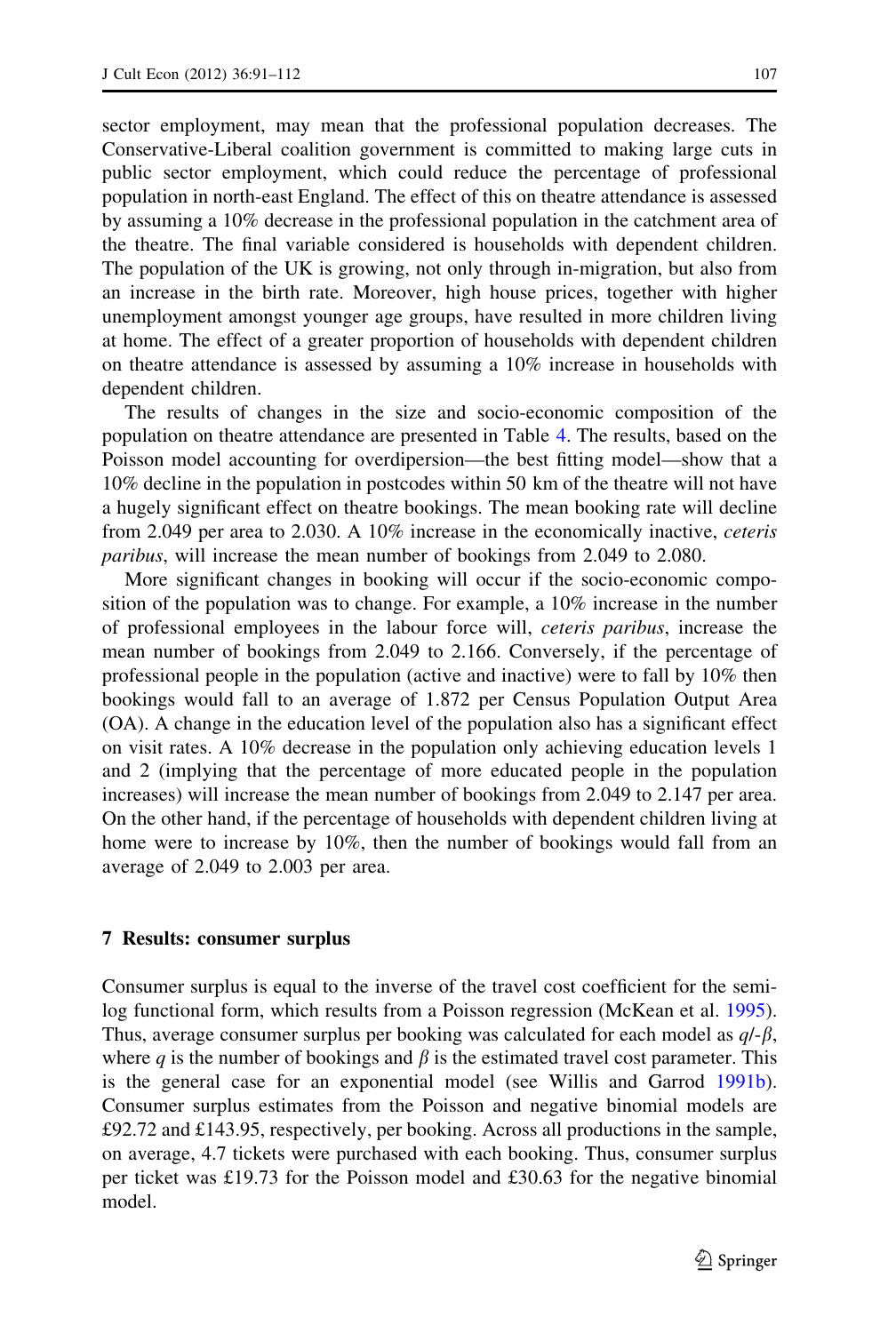sector employment, may mean that the professional population decreases. The Conservative-Liberal coalition government is committed to making large cuts in public sector employment, which could reduce the percentage of professional population in north-east England. The effect of this on theatre attendance is assessed by assuming a 10% decrease in the professional population in the catchment area of the theatre. The final variable considered is households with dependent children. The population of the UK is growing, not only through in-migration, but also from an increase in the birth rate. Moreover, high house prices, together with higher unemployment amongst younger age groups, have resulted in more children living at home. The effect of a greater proportion of households with dependent children on theatre attendance is assessed by assuming a 10% increase in households with dependent children.

The results of changes in the size and socio-economic composition of the population on theatre attendance are presented in Table 4. The results, based on the Poisson model accounting for overdipersion—the best fitting model—show that a 10% decline in the population in postcodes within 50 km of the theatre will not have a hugely significant effect on theatre bookings. The mean booking rate will decline from 2.049 per area to 2.030. A 10% increase in the economically inactive, *ceteris paribus*, will increase the mean number of bookings from 2.049 to 2.080.

More significant changes in booking will occur if the socio-economic composition of the population was to change. For example, a 10% increase in the number of professional employees in the labour force will, *ceteris paribus*, increase the mean number of bookings from 2.049 to 2.166. Conversely, if the percentage of professional people in the population (active and inactive) were to fall by 10% then bookings would fall to an average of 1.872 per Census Population Output Area (OA). A change in the education level of the population also has a significant effect on visit rates. A 10% decrease in the population only achieving education levels 1 and 2 (implying that the percentage of more educated people in the population increases) will increase the mean number of bookings from 2.049 to 2.147 per area. On the other hand, if the percentage of households with dependent children living at home were to increase by 10%, then the number of bookings would fall from an average of 2.049 to 2.003 per area.

## 7 Results: consumer surplus

Consumer surplus is equal to the inverse of the travel cost coefficient for the semi-log functional form, which results from a Poisson regression (McKean et al. 1995). Thus, average consumer surplus per booking was calculated for each model as $q/\text{-}\beta$, where $q$ is the number of bookings and $\beta$ is the estimated travel cost parameter. This is the general case for an exponential model (see Willis and Garrod 1991b). Consumer surplus estimates from the Poisson and negative binomial models are £92.72 and £143.95, respectively, per booking. Across all productions in the sample, on average, 4.7 tickets were purchased with each booking. Thus, consumer surplus per ticket was £19.73 for the Poisson model and £30.63 for the negative binomial model.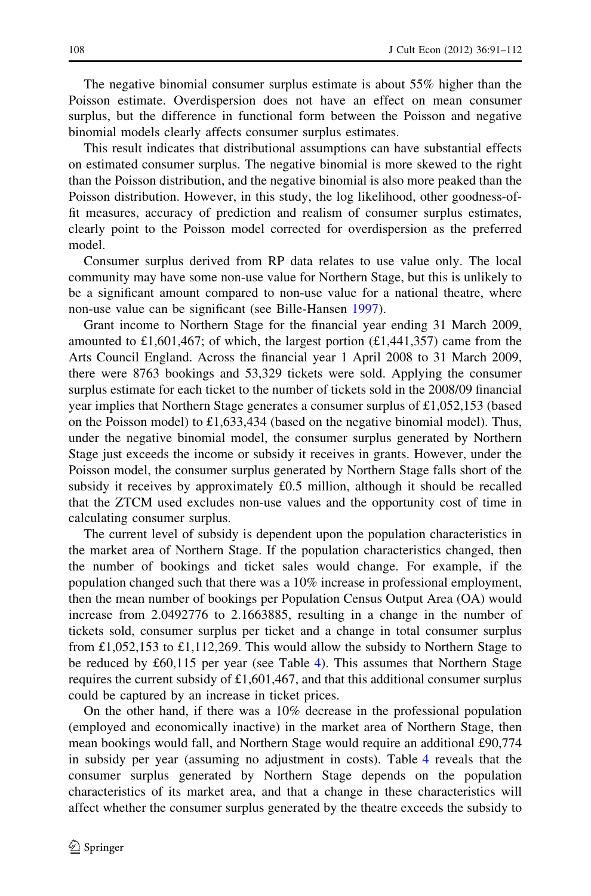The negative binomial consumer surplus estimate is about 55% higher than the Poisson estimate. Overdispersion does not have an effect on mean consumer surplus, but the difference in functional form between the Poisson and negative binomial models clearly affects consumer surplus estimates.

This result indicates that distributional assumptions can have substantial effects on estimated consumer surplus. The negative binomial is more skewed to the right than the Poisson distribution, and the negative binomial is also more peaked than the Poisson distribution. However, in this study, the log likelihood, other goodness-of-fit measures, accuracy of prediction and realism of consumer surplus estimates, clearly point to the Poisson model corrected for overdispersion as the preferred model.

Consumer surplus derived from RP data relates to use value only. The local community may have some non-use value for Northern Stage, but this is unlikely to be a significant amount compared to non-use value for a national theatre, where non-use value can be significant (see Bille-Hansen 1997).

Grant income to Northern Stage for the financial year ending 31 March 2009, amounted to £1,601,467; of which, the largest portion (£1,441,357) came from the Arts Council England. Across the financial year 1 April 2008 to 31 March 2009, there were 8763 bookings and 53,329 tickets were sold. Applying the consumer surplus estimate for each ticket to the number of tickets sold in the 2008/09 financial year implies that Northern Stage generates a consumer surplus of £1,052,153 (based on the Poisson model) to £1,633,434 (based on the negative binomial model). Thus, under the negative binomial model, the consumer surplus generated by Northern Stage just exceeds the income or subsidy it receives in grants. However, under the Poisson model, the consumer surplus generated by Northern Stage falls short of the subsidy it receives by approximately £0.5 million, although it should be recalled that the ZTCM used excludes non-use values and the opportunity cost of time in calculating consumer surplus.

The current level of subsidy is dependent upon the population characteristics in the market area of Northern Stage. If the population characteristics changed, then the number of bookings and ticket sales would change. For example, if the population changed such that there was a 10% increase in professional employment, then the mean number of bookings per Population Census Output Area (OA) would increase from 2.0492776 to 2.1663885, resulting in a change in the number of tickets sold, consumer surplus per ticket and a change in total consumer surplus from £1,052,153 to £1,112,269. This would allow the subsidy to Northern Stage to be reduced by £60,115 per year (see Table 4). This assumes that Northern Stage requires the current subsidy of £1,601,467, and that this additional consumer surplus could be captured by an increase in ticket prices.

On the other hand, if there was a 10% decrease in the professional population (employed and economically inactive) in the market area of Northern Stage, then mean bookings would fall, and Northern Stage would require an additional £90,774 in subsidy per year (assuming no adjustment in costs). Table 4 reveals that the consumer surplus generated by Northern Stage depends on the population characteristics of its market area, and that a change in these characteristics will affect whether the consumer surplus generated by the theatre exceeds the subsidy to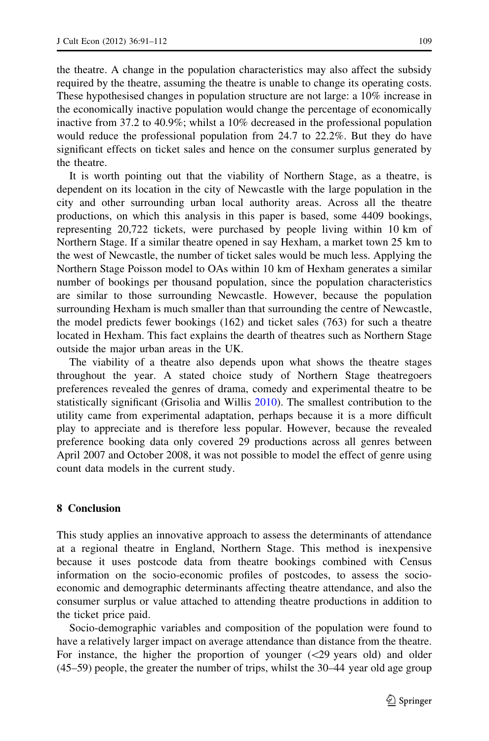the theatre. A change in the population characteristics may also affect the subsidy required by the theatre, assuming the theatre is unable to change its operating costs. These hypothesised changes in population structure are not large: a 10% increase in the economically inactive population would change the percentage of economically inactive from 37.2 to 40.9%; whilst a 10% decreased in the professional population would reduce the professional population from 24.7 to 22.2%. But they do have significant effects on ticket sales and hence on the consumer surplus generated by the theatre.

It is worth pointing out that the viability of Northern Stage, as a theatre, is dependent on its location in the city of Newcastle with the large population in the city and other surrounding urban local authority areas. Across all the theatre productions, on which this analysis in this paper is based, some 4409 bookings, representing 20,722 tickets, were purchased by people living within 10 km of Northern Stage. If a similar theatre opened in say Hexham, a market town 25 km to the west of Newcastle, the number of ticket sales would be much less. Applying the Northern Stage Poisson model to OAs within 10 km of Hexham generates a similar number of bookings per thousand population, since the population characteristics are similar to those surrounding Newcastle. However, because the population surrounding Hexham is much smaller than that surrounding the centre of Newcastle, the model predicts fewer bookings (162) and ticket sales (763) for such a theatre located in Hexham. This fact explains the dearth of theatres such as Northern Stage outside the major urban areas in the UK.

The viability of a theatre also depends upon what shows the theatre stages throughout the year. A stated choice study of Northern Stage theatregoers preferences revealed the genres of drama, comedy and experimental theatre to be statistically significant (Grisolia and Willis 2010). The smallest contribution to the utility came from experimental adaptation, perhaps because it is a more difficult play to appreciate and is therefore less popular. However, because the revealed preference booking data only covered 29 productions across all genres between April 2007 and October 2008, it was not possible to model the effect of genre using count data models in the current study.

## 8 Conclusion

This study applies an innovative approach to assess the determinants of attendance at a regional theatre in England, Northern Stage. This method is inexpensive because it uses postcode data from theatre bookings combined with Census information on the socio-economic profiles of postcodes, to assess the socio-economic and demographic determinants affecting theatre attendance, and also the consumer surplus or value attached to attending theatre productions in addition to the ticket price paid.

Socio-demographic variables and composition of the population were found to have a relatively larger impact on average attendance than distance from the theatre. For instance, the higher the proportion of younger (<29 years old) and older (45–59) people, the greater the number of trips, whilst the 30–44 year old age group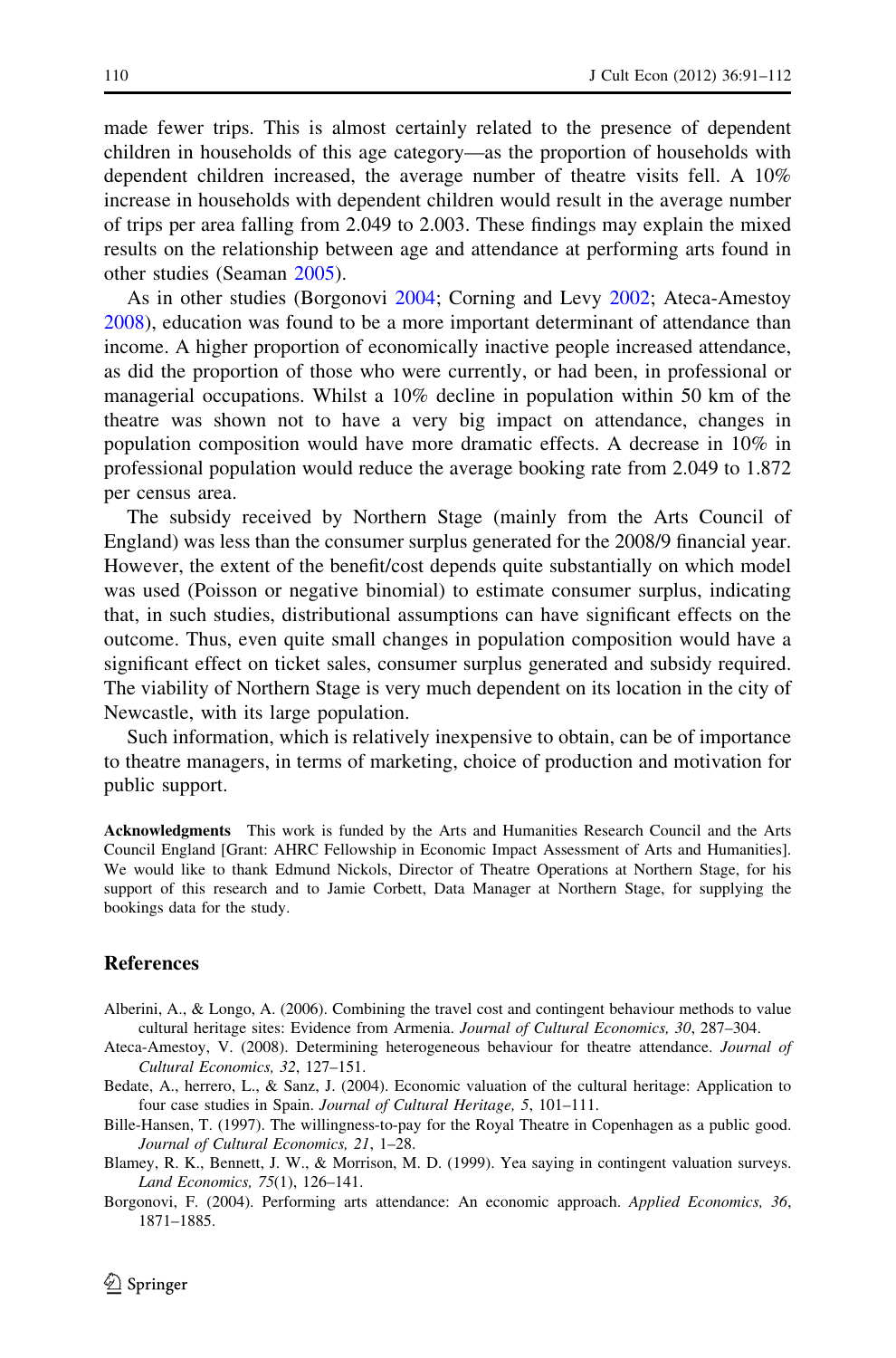made fewer trips. This is almost certainly related to the presence of dependent children in households of this age category—as the proportion of households with dependent children increased, the average number of theatre visits fell. A 10% increase in households with dependent children would result in the average number of trips per area falling from 2.049 to 2.003. These findings may explain the mixed results on the relationship between age and attendance at performing arts found in other studies (Seaman 2005).

As in other studies (Borgonovi 2004; Corning and Levy 2002; Ateca-Amestoy 2008), education was found to be a more important determinant of attendance than income. A higher proportion of economically inactive people increased attendance, as did the proportion of those who were currently, or had been, in professional or managerial occupations. Whilst a 10% decline in population within 50 km of the theatre was shown not to have a very big impact on attendance, changes in population composition would have more dramatic effects. A decrease in 10% in professional population would reduce the average booking rate from 2.049 to 1.872 per census area.

The subsidy received by Northern Stage (mainly from the Arts Council of England) was less than the consumer surplus generated for the 2008/9 financial year. However, the extent of the benefit/cost depends quite substantially on which model was used (Poisson or negative binomial) to estimate consumer surplus, indicating that, in such studies, distributional assumptions can have significant effects on the outcome. Thus, even quite small changes in population composition would have a significant effect on ticket sales, consumer surplus generated and subsidy required. The viability of Northern Stage is very much dependent on its location in the city of Newcastle, with its large population.

Such information, which is relatively inexpensive to obtain, can be of importance to theatre managers, in terms of marketing, choice of production and motivation for public support.

**Acknowledgments** This work is funded by the Arts and Humanities Research Council and the Arts Council England [Grant: AHRC Fellowship in Economic Impact Assessment of Arts and Humanities]. We would like to thank Edmund Nickols, Director of Theatre Operations at Northern Stage, for his support of this research and to Jamie Corbett, Data Manager at Northern Stage, for supplying the bookings data for the study.

## References

Alberini, A., & Longo, A. (2006). Combining the travel cost and contingent behaviour methods to value cultural heritage sites: Evidence from Armenia. *Journal of Cultural Economics, 30*, 287–304.

Ateca-Amestoy, V. (2008). Determining heterogeneous behaviour for theatre attendance. *Journal of Cultural Economics, 32*, 127–151.

Bedate, A., herrero, L., & Sanz, J. (2004). Economic valuation of the cultural heritage: Application to four case studies in Spain. *Journal of Cultural Heritage, 5*, 101–111.

Bille-Hansen, T. (1997). The willingness-to-pay for the Royal Theatre in Copenhagen as a public good. *Journal of Cultural Economics, 21*, 1–28.

Blamey, R. K., Bennett, J. W., & Morrison, M. D. (1999). Yea saying in contingent valuation surveys. *Land Economics, 75*(1), 126–141.

Borgonovi, F. (2004). Performing arts attendance: An economic approach. *Applied Economics, 36*, 1871–1885.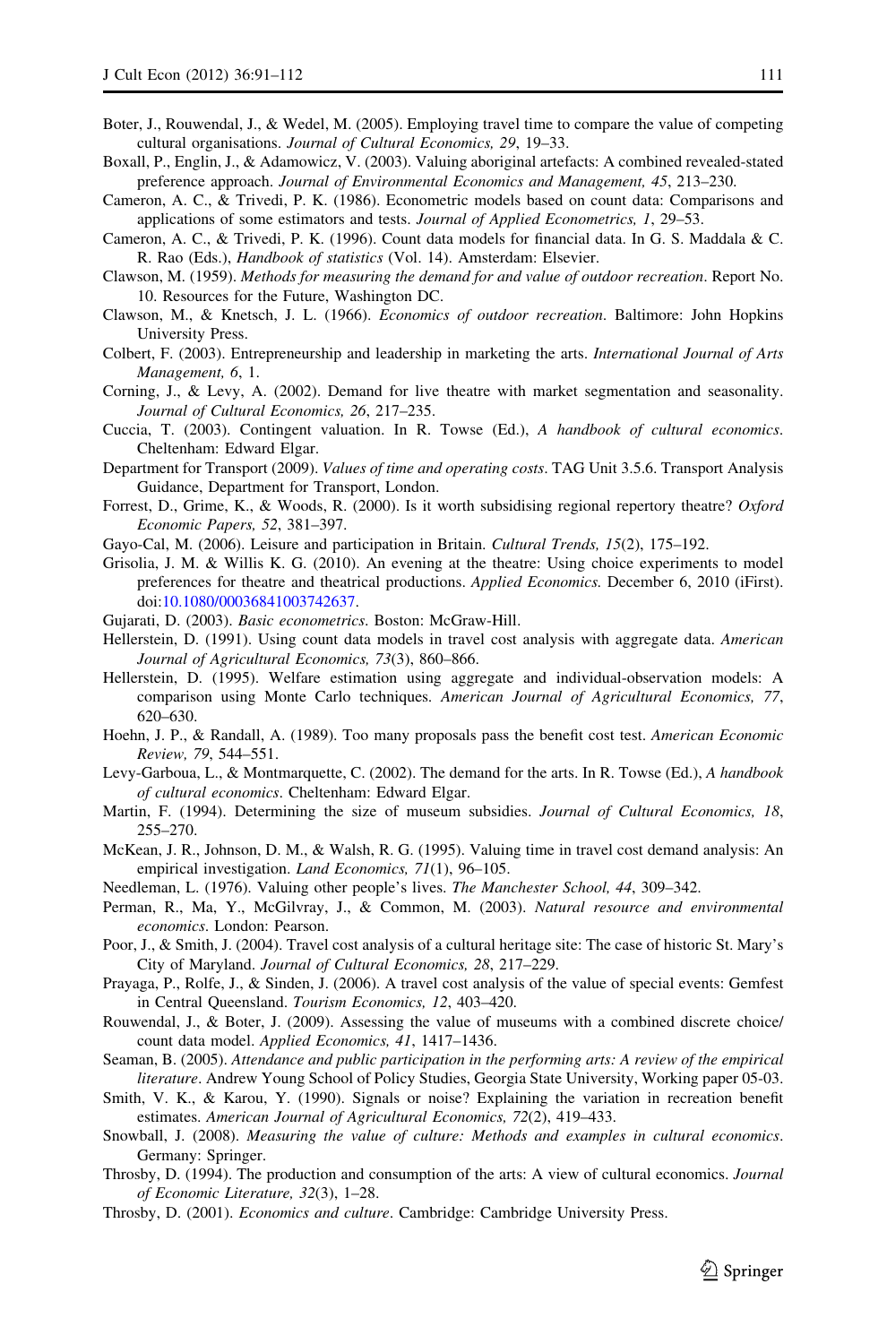Boter, J., Rouwendal, J., & Wedel, M. (2005). Employing travel time to compare the value of competing cultural organisations. *Journal of Cultural Economics, 29*, 19–33.

Boxall, P., Englin, J., & Adamowicz, V. (2003). Valuing aboriginal artefacts: A combined revealed-stated preference approach. *Journal of Environmental Economics and Management, 45*, 213–230.

Cameron, A. C., & Trivedi, P. K. (1986). Econometric models based on count data: Comparisons and applications of some estimators and tests. *Journal of Applied Econometrics, 1*, 29–53.

Cameron, A. C., & Trivedi, P. K. (1996). Count data models for financial data. In G. S. Maddala & C. R. Rao (Eds.), *Handbook of statistics* (Vol. 14). Amsterdam: Elsevier.

Clawson, M. (1959). *Methods for measuring the demand for and value of outdoor recreation*. Report No. 10. Resources for the Future, Washington DC.

Clawson, M., & Knetsch, J. L. (1966). *Economics of outdoor recreation*. Baltimore: John Hopkins University Press.

Colbert, F. (2003). Entrepreneurship and leadership in marketing the arts. *International Journal of Arts Management, 6*, 1.

Corning, J., & Levy, A. (2002). Demand for live theatre with market segmentation and seasonality. *Journal of Cultural Economics, 26*, 217–235.

Cuccia, T. (2003). Contingent valuation. In R. Towse (Ed.), *A handbook of cultural economics*. Cheltenham: Edward Elgar.

Department for Transport (2009). *Values of time and operating costs*. TAG Unit 3.5.6. Transport Analysis Guidance, Department for Transport, London.

Forrest, D., Grime, K., & Woods, R. (2000). Is it worth subsidising regional repertory theatre? *Oxford Economic Papers, 52*, 381–397.

Gayo-Cal, M. (2006). Leisure and participation in Britain. *Cultural Trends, 15*(2), 175–192.

Grisolia, J. M. & Willis K. G. (2010). An evening at the theatre: Using choice experiments to model preferences for theatre and theatrical productions. *Applied Economics.* December 6, 2010 (iFirst). doi:10.1080/00036841003742637.

Gujarati, D. (2003). *Basic econometrics*. Boston: McGraw-Hill.

Hellerstein, D. (1991). Using count data models in travel cost analysis with aggregate data. *American Journal of Agricultural Economics, 73*(3), 860–866.

Hellerstein, D. (1995). Welfare estimation using aggregate and individual-observation models: A comparison using Monte Carlo techniques. *American Journal of Agricultural Economics, 77*, 620–630.

Hoehn, J. P., & Randall, A. (1989). Too many proposals pass the benefit cost test. *American Economic Review, 79*, 544–551.

Levy-Garboua, L., & Montmarquette, C. (2002). The demand for the arts. In R. Towse (Ed.), *A handbook of cultural economics*. Cheltenham: Edward Elgar.

Martin, F. (1994). Determining the size of museum subsidies. *Journal of Cultural Economics, 18*, 255–270.

McKean, J. R., Johnson, D. M., & Walsh, R. G. (1995). Valuing time in travel cost demand analysis: An empirical investigation. *Land Economics, 71*(1), 96–105.

Needleman, L. (1976). Valuing other people's lives. *The Manchester School, 44*, 309–342.

Perman, R., Ma, Y., McGilvray, J., & Common, M. (2003). *Natural resource and environmental economics*. London: Pearson.

Poor, J., & Smith, J. (2004). Travel cost analysis of a cultural heritage site: The case of historic St. Mary's City of Maryland. *Journal of Cultural Economics, 28*, 217–229.

Prayaga, P., Rolfe, J., & Sinden, J. (2006). A travel cost analysis of the value of special events: Gemfest in Central Queensland. *Tourism Economics, 12*, 403–420.

Rouwendal, J., & Boter, J. (2009). Assessing the value of museums with a combined discrete choice/count data model. *Applied Economics, 41*, 1417–1436.

Seaman, B. (2005). *Attendance and public participation in the performing arts: A review of the empirical literature*. Andrew Young School of Policy Studies, Georgia State University, Working paper 05-03.

Smith, V. K., & Karou, Y. (1990). Signals or noise? Explaining the variation in recreation benefit estimates. *American Journal of Agricultural Economics, 72*(2), 419–433.

Snowball, J. (2008). *Measuring the value of culture: Methods and examples in cultural economics*. Germany: Springer.

Throsby, D. (1994). The production and consumption of the arts: A view of cultural economics. *Journal of Economic Literature, 32*(3), 1–28.

Throsby, D. (2001). *Economics and culture*. Cambridge: Cambridge University Press.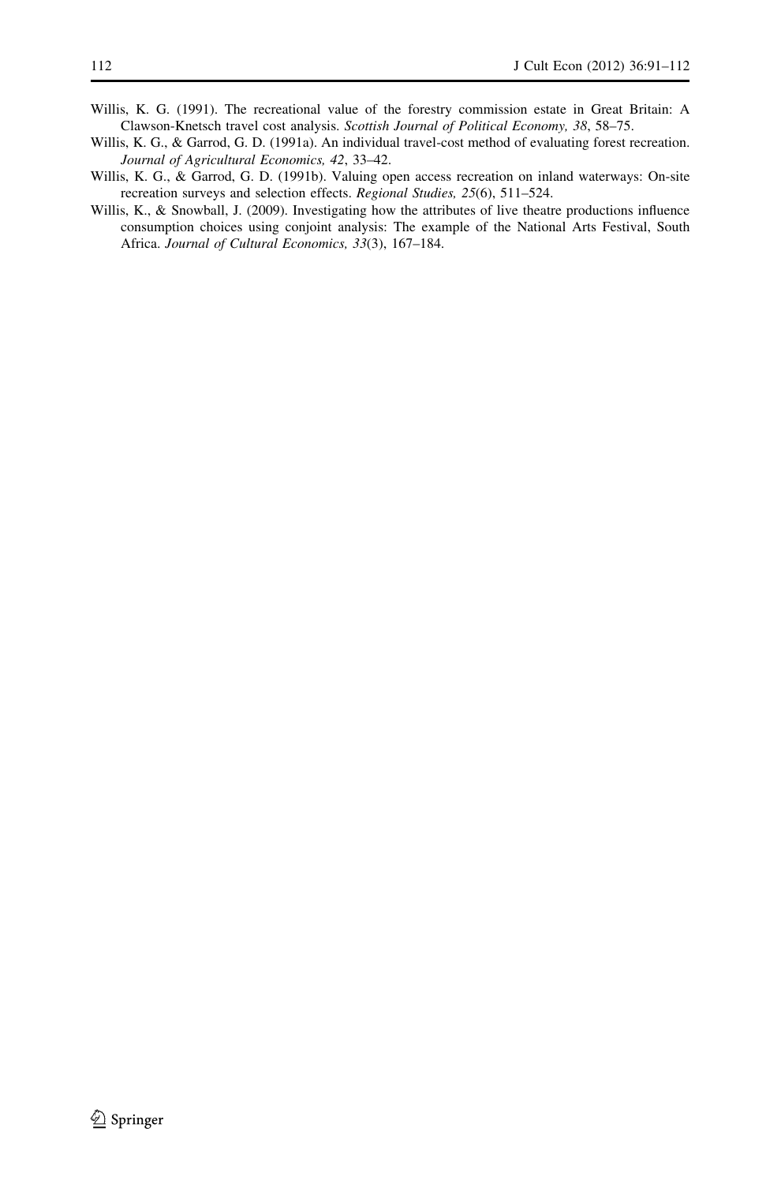Willis, K. G. (1991). The recreational value of the forestry commission estate in Great Britain: A Clawson-Knetsch travel cost analysis. *Scottish Journal of Political Economy, 38*, 58–75.

Willis, K. G., & Garrod, G. D. (1991a). An individual travel-cost method of evaluating forest recreation. *Journal of Agricultural Economics, 42*, 33–42.

Willis, K. G., & Garrod, G. D. (1991b). Valuing open access recreation on inland waterways: On-site recreation surveys and selection effects. *Regional Studies, 25*(6), 511–524.

Willis, K., & Snowball, J. (2009). Investigating how the attributes of live theatre productions influence consumption choices using conjoint analysis: The example of the National Arts Festival, South Africa. *Journal of Cultural Economics, 33*(3), 167–184.